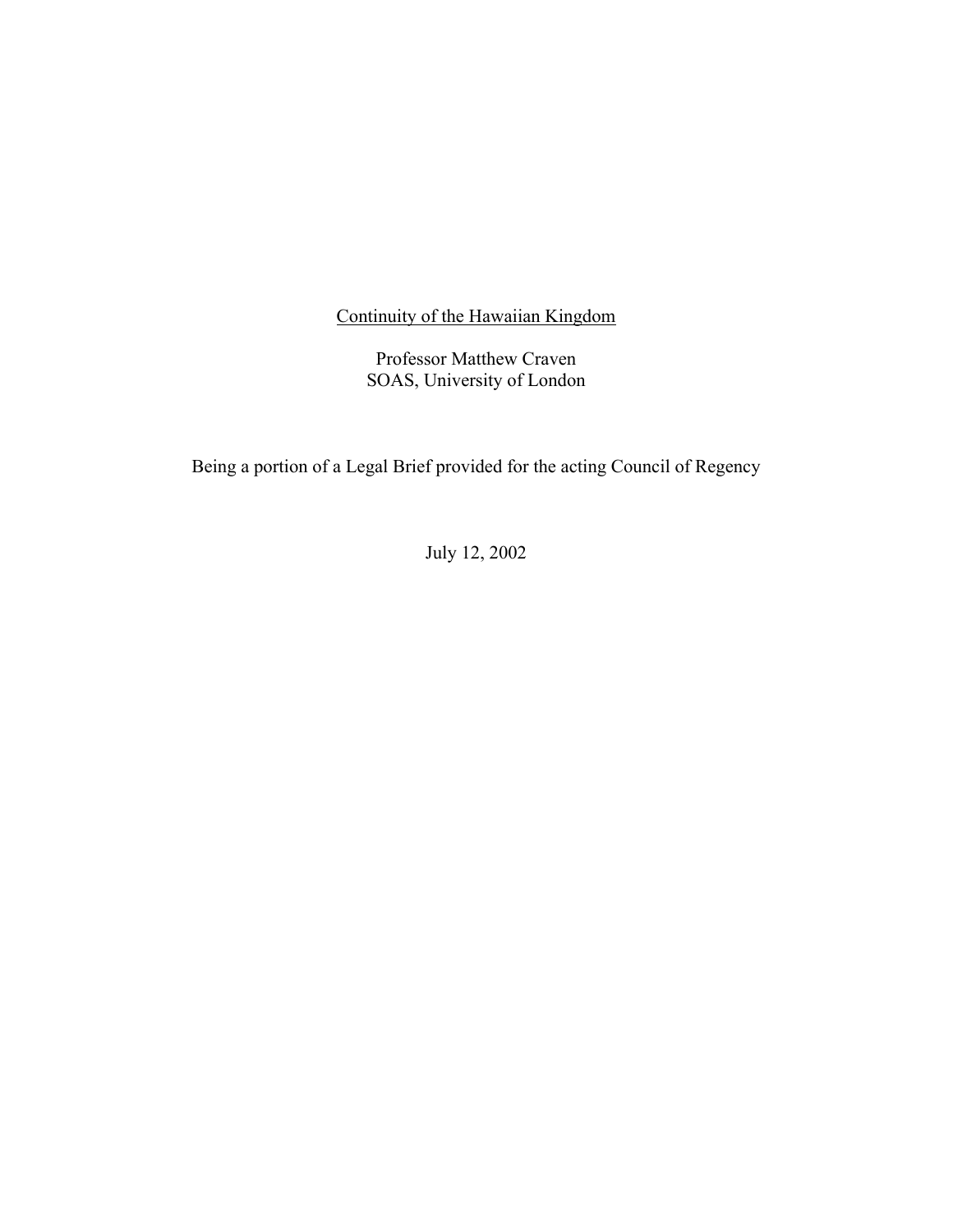# Continuity of the Hawaiian Kingdom

Professor Matthew Craven
SOAS, University of London

Being a portion of a Legal Brief provided for the acting Council of Regency

July 12, 2002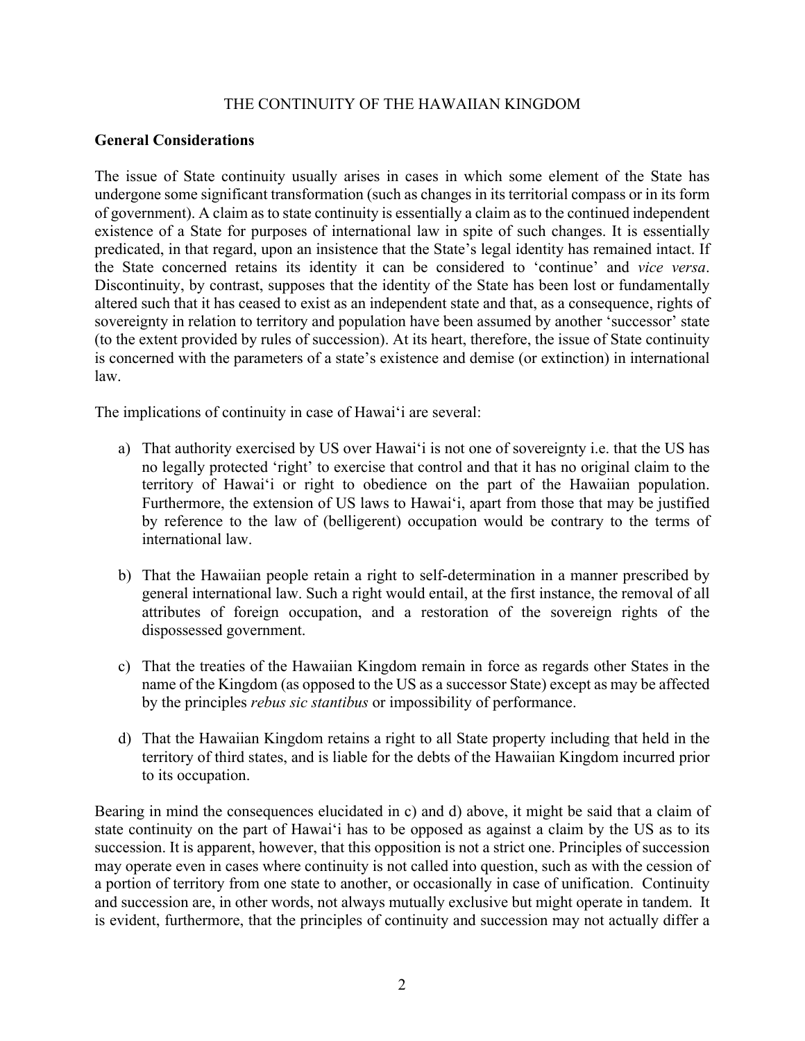THE CONTINUITY OF THE HAWAIIAN KINGDOM

**General Considerations**

The issue of State continuity usually arises in cases in which some element of the State has undergone some significant transformation (such as changes in its territorial compass or in its form of government). A claim as to state continuity is essentially a claim as to the continued independent existence of a State for purposes of international law in spite of such changes. It is essentially predicated, in that regard, upon an insistence that the State's legal identity has remained intact. If the State concerned retains its identity it can be considered to 'continue' and *vice versa*. Discontinuity, by contrast, supposes that the identity of the State has been lost or fundamentally altered such that it has ceased to exist as an independent state and that, as a consequence, rights of sovereignty in relation to territory and population have been assumed by another 'successor' state (to the extent provided by rules of succession). At its heart, therefore, the issue of State continuity is concerned with the parameters of a state's existence and demise (or extinction) in international law.

The implications of continuity in case of Hawai'i are several:

a) That authority exercised by US over Hawai'i is not one of sovereignty i.e. that the US has no legally protected 'right' to exercise that control and that it has no original claim to the territory of Hawai'i or right to obedience on the part of the Hawaiian population. Furthermore, the extension of US laws to Hawai'i, apart from those that may be justified by reference to the law of (belligerent) occupation would be contrary to the terms of international law.

b) That the Hawaiian people retain a right to self-determination in a manner prescribed by general international law. Such a right would entail, at the first instance, the removal of all attributes of foreign occupation, and a restoration of the sovereign rights of the dispossessed government.

c) That the treaties of the Hawaiian Kingdom remain in force as regards other States in the name of the Kingdom (as opposed to the US as a successor State) except as may be affected by the principles *rebus sic stantibus* or impossibility of performance.

d) That the Hawaiian Kingdom retains a right to all State property including that held in the territory of third states, and is liable for the debts of the Hawaiian Kingdom incurred prior to its occupation.

Bearing in mind the consequences elucidated in c) and d) above, it might be said that a claim of state continuity on the part of Hawai'i has to be opposed as against a claim by the US as to its succession. It is apparent, however, that this opposition is not a strict one. Principles of succession may operate even in cases where continuity is not called into question, such as with the cession of a portion of territory from one state to another, or occasionally in case of unification. Continuity and succession are, in other words, not always mutually exclusive but might operate in tandem. It is evident, furthermore, that the principles of continuity and succession may not actually differ a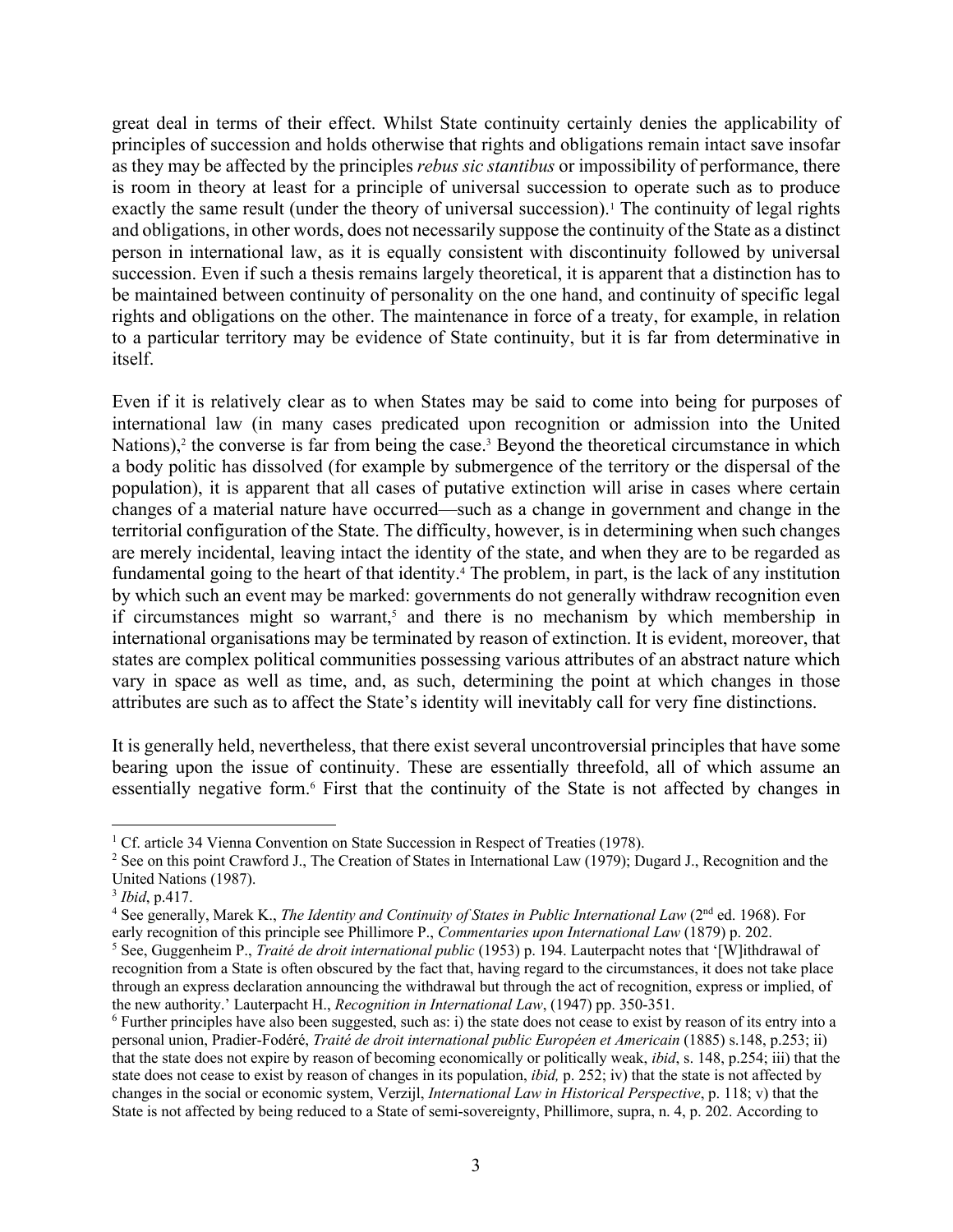great deal in terms of their effect. Whilst State continuity certainly denies the applicability of principles of succession and holds otherwise that rights and obligations remain intact save insofar as they may be affected by the principles *rebus sic stantibus* or impossibility of performance, there is room in theory at least for a principle of universal succession to operate such as to produce exactly the same result (under the theory of universal succession).[1] The continuity of legal rights and obligations, in other words, does not necessarily suppose the continuity of the State as a distinct person in international law, as it is equally consistent with discontinuity followed by universal succession. Even if such a thesis remains largely theoretical, it is apparent that a distinction has to be maintained between continuity of personality on the one hand, and continuity of specific legal rights and obligations on the other. The maintenance in force of a treaty, for example, in relation to a particular territory may be evidence of State continuity, but it is far from determinative in itself.

Even if it is relatively clear as to when States may be said to come into being for purposes of international law (in many cases predicated upon recognition or admission into the United Nations),[2] the converse is far from being the case.[3] Beyond the theoretical circumstance in which a body politic has dissolved (for example by submergence of the territory or the dispersal of the population), it is apparent that all cases of putative extinction will arise in cases where certain changes of a material nature have occurred—such as a change in government and change in the territorial configuration of the State. The difficulty, however, is in determining when such changes are merely incidental, leaving intact the identity of the state, and when they are to be regarded as fundamental going to the heart of that identity.[4] The problem, in part, is the lack of any institution by which such an event may be marked: governments do not generally withdraw recognition even if circumstances might so warrant,[5] and there is no mechanism by which membership in international organisations may be terminated by reason of extinction. It is evident, moreover, that states are complex political communities possessing various attributes of an abstract nature which vary in space as well as time, and, as such, determining the point at which changes in those attributes are such as to affect the State's identity will inevitably call for very fine distinctions.

It is generally held, nevertheless, that there exist several uncontroversial principles that have some bearing upon the issue of continuity. These are essentially threefold, all of which assume an essentially negative form.[6] First that the continuity of the State is not affected by changes in

---

[1] Cf. article 34 Vienna Convention on State Succession in Respect of Treaties (1978).

[2] See on this point Crawford J., The Creation of States in International Law (1979); Dugard J., Recognition and the United Nations (1987).

[3] *Ibid*, p.417.

[4] See generally, Marek K., *The Identity and Continuity of States in Public International Law* (2nd ed. 1968). For early recognition of this principle see Phillimore P., *Commentaries upon International Law* (1879) p. 202.

[5] See, Guggenheim P., *Traité de droit international public* (1953) p. 194. Lauterpacht notes that '[W]ithdrawal of recognition from a State is often obscured by the fact that, having regard to the circumstances, it does not take place through an express declaration announcing the withdrawal but through the act of recognition, express or implied, of the new authority.' Lauterpacht H., *Recognition in International Law*, (1947) pp. 350-351.

[6] Further principles have also been suggested, such as: i) the state does not cease to exist by reason of its entry into a personal union, Pradier-Fodéré, *Traité de droit international public Européen et Americain* (1885) s.148, p.253; ii) that the state does not expire by reason of becoming economically or politically weak, *ibid*, s. 148, p.254; iii) that the state does not cease to exist by reason of changes in its population, *ibid,* p. 252; iv) that the state is not affected by changes in the social or economic system, Verzijl, *International Law in Historical Perspective*, p. 118; v) that the State is not affected by being reduced to a State of semi-sovereignty, Phillimore, supra, n. 4, p. 202. According to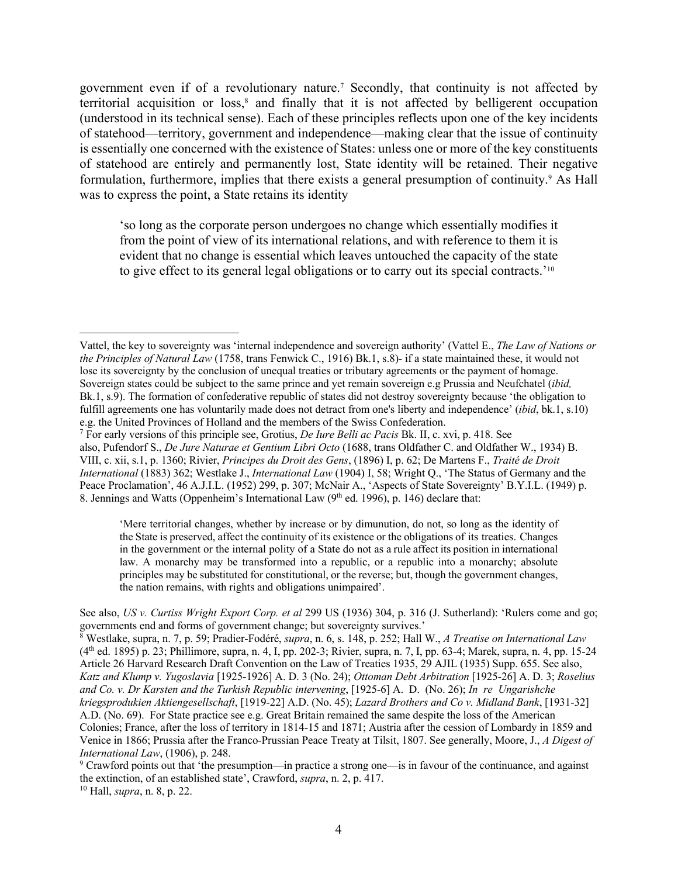government even if of a revolutionary nature.[7] Secondly, that continuity is not affected by territorial acquisition or loss,[8] and finally that it is not affected by belligerent occupation (understood in its technical sense). Each of these principles reflects upon one of the key incidents of statehood—territory, government and independence—making clear that the issue of continuity is essentially one concerned with the existence of States: unless one or more of the key constituents of statehood are entirely and permanently lost, State identity will be retained. Their negative formulation, furthermore, implies that there exists a general presumption of continuity.[9] As Hall was to express the point, a State retains its identity

> 'so long as the corporate person undergoes no change which essentially modifies it from the point of view of its international relations, and with reference to them it is evident that no change is essential which leaves untouched the capacity of the state to give effect to its general legal obligations or to carry out its special contracts.'[10]

---

Vattel, the key to sovereignty was 'internal independence and sovereign authority' (Vattel E., *The Law of Nations or the Principles of Natural Law* (1758, trans Fenwick C., 1916) Bk.1, s.8)- if a state maintained these, it would not lose its sovereignty by the conclusion of unequal treaties or tributary agreements or the payment of homage. Sovereign states could be subject to the same prince and yet remain sovereign e.g Prussia and Neufchatel (*ibid,* Bk.1, s.9). The formation of confederative republic of states did not destroy sovereignty because 'the obligation to fulfill agreements one has voluntarily made does not detract from one's liberty and independence' (*ibid*, bk.1, s.10) e.g. the United Provinces of Holland and the members of the Swiss Confederation.

[7] For early versions of this principle see, Grotius, *De Iure Belli ac Pacis* Bk. II, c. xvi, p. 418. See also, Pufendorf S., *De Jure Naturae et Gentium Libri Octo* (1688, trans Oldfather C. and Oldfather W., 1934) B. VIII, c. xii, s.1, p. 1360; Rivier, *Principes du Droit des Gens*, (1896) I, p. 62; De Martens F., *Traité de Droit International* (1883) 362; Westlake J., *International Law* (1904) I, 58; Wright Q., 'The Status of Germany and the Peace Proclamation', 46 A.J.I.L. (1952) 299, p. 307; McNair A., 'Aspects of State Sovereignty' B.Y.I.L. (1949) p. 8. Jennings and Watts (Oppenheim's International Law (9th ed. 1996), p. 146) declare that:

> 'Mere territorial changes, whether by increase or by dimunution, do not, so long as the identity of the State is preserved, affect the continuity of its existence or the obligations of its treaties. Changes in the government or the internal polity of a State do not as a rule affect its position in international law. A monarchy may be transformed into a republic, or a republic into a monarchy; absolute principles may be substituted for constitutional, or the reverse; but, though the government changes, the nation remains, with rights and obligations unimpaired'.

See also, *US v. Curtiss Wright Export Corp. et al* 299 US (1936) 304, p. 316 (J. Sutherland): 'Rulers come and go; governments end and forms of government change; but sovereignty survives.'

[8] Westlake, supra, n. 7, p. 59; Pradier-Fodéré, *supra*, n. 6, s. 148, p. 252; Hall W., *A Treatise on International Law* (4th ed. 1895) p. 23; Phillimore, supra, n. 4, I, pp. 202-3; Rivier, supra, n. 7, I, pp. 63-4; Marek, supra, n. 4, pp. 15-24 Article 26 Harvard Research Draft Convention on the Law of Treaties 1935, 29 AJIL (1935) Supp. 655. See also, *Katz and Klump v. Yugoslavia* [1925-1926] A. D. 3 (No. 24); *Ottoman Debt Arbitration* [1925-26] A. D. 3; *Roselius and Co. v. Dr Karsten and the Turkish Republic intervening*, [1925-6] A. D. (No. 26); *In re Ungarishche kriegsprodukien Aktiengesellschaft*, [1919-22] A.D. (No. 45); *Lazard Brothers and Co v. Midland Bank*, [1931-32] A.D. (No. 69). For State practice see e.g. Great Britain remained the same despite the loss of the American Colonies; France, after the loss of territory in 1814-15 and 1871; Austria after the cession of Lombardy in 1859 and Venice in 1866; Prussia after the Franco-Prussian Peace Treaty at Tilsit, 1807. See generally, Moore, J., *A Digest of International Law*, (1906), p. 248.

[9] Crawford points out that 'the presumption—in practice a strong one—is in favour of the continuance, and against the extinction, of an established state', Crawford, *supra*, n. 2, p. 417.

[10] Hall, *supra*, n. 8, p. 22.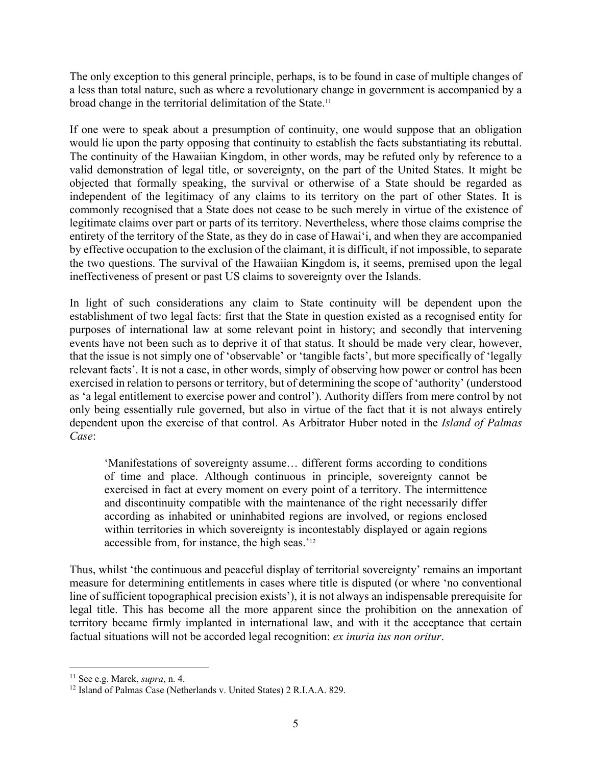The only exception to this general principle, perhaps, is to be found in case of multiple changes of a less than total nature, such as where a revolutionary change in government is accompanied by a broad change in the territorial delimitation of the State.[11]

If one were to speak about a presumption of continuity, one would suppose that an obligation would lie upon the party opposing that continuity to establish the facts substantiating its rebuttal. The continuity of the Hawaiian Kingdom, in other words, may be refuted only by reference to a valid demonstration of legal title, or sovereignty, on the part of the United States. It might be objected that formally speaking, the survival or otherwise of a State should be regarded as independent of the legitimacy of any claims to its territory on the part of other States. It is commonly recognised that a State does not cease to be such merely in virtue of the existence of legitimate claims over part or parts of its territory. Nevertheless, where those claims comprise the entirety of the territory of the State, as they do in case of Hawai'i, and when they are accompanied by effective occupation to the exclusion of the claimant, it is difficult, if not impossible, to separate the two questions. The survival of the Hawaiian Kingdom is, it seems, premised upon the legal ineffectiveness of present or past US claims to sovereignty over the Islands.

In light of such considerations any claim to State continuity will be dependent upon the establishment of two legal facts: first that the State in question existed as a recognised entity for purposes of international law at some relevant point in history; and secondly that intervening events have not been such as to deprive it of that status. It should be made very clear, however, that the issue is not simply one of 'observable' or 'tangible facts', but more specifically of 'legally relevant facts'. It is not a case, in other words, simply of observing how power or control has been exercised in relation to persons or territory, but of determining the scope of 'authority' (understood as 'a legal entitlement to exercise power and control'). Authority differs from mere control by not only being essentially rule governed, but also in virtue of the fact that it is not always entirely dependent upon the exercise of that control. As Arbitrator Huber noted in the *Island of Palmas Case*:

> 'Manifestations of sovereignty assume… different forms according to conditions of time and place. Although continuous in principle, sovereignty cannot be exercised in fact at every moment on every point of a territory. The intermittence and discontinuity compatible with the maintenance of the right necessarily differ according as inhabited or uninhabited regions are involved, or regions enclosed within territories in which sovereignty is incontestably displayed or again regions accessible from, for instance, the high seas.'[12]

Thus, whilst 'the continuous and peaceful display of territorial sovereignty' remains an important measure for determining entitlements in cases where title is disputed (or where 'no conventional line of sufficient topographical precision exists'), it is not always an indispensable prerequisite for legal title. This has become all the more apparent since the prohibition on the annexation of territory became firmly implanted in international law, and with it the acceptance that certain factual situations will not be accorded legal recognition: *ex inuria ius non oritur*.

---

[11] See e.g. Marek, *supra*, n. 4.

[12] Island of Palmas Case (Netherlands v. United States) 2 R.I.A.A. 829.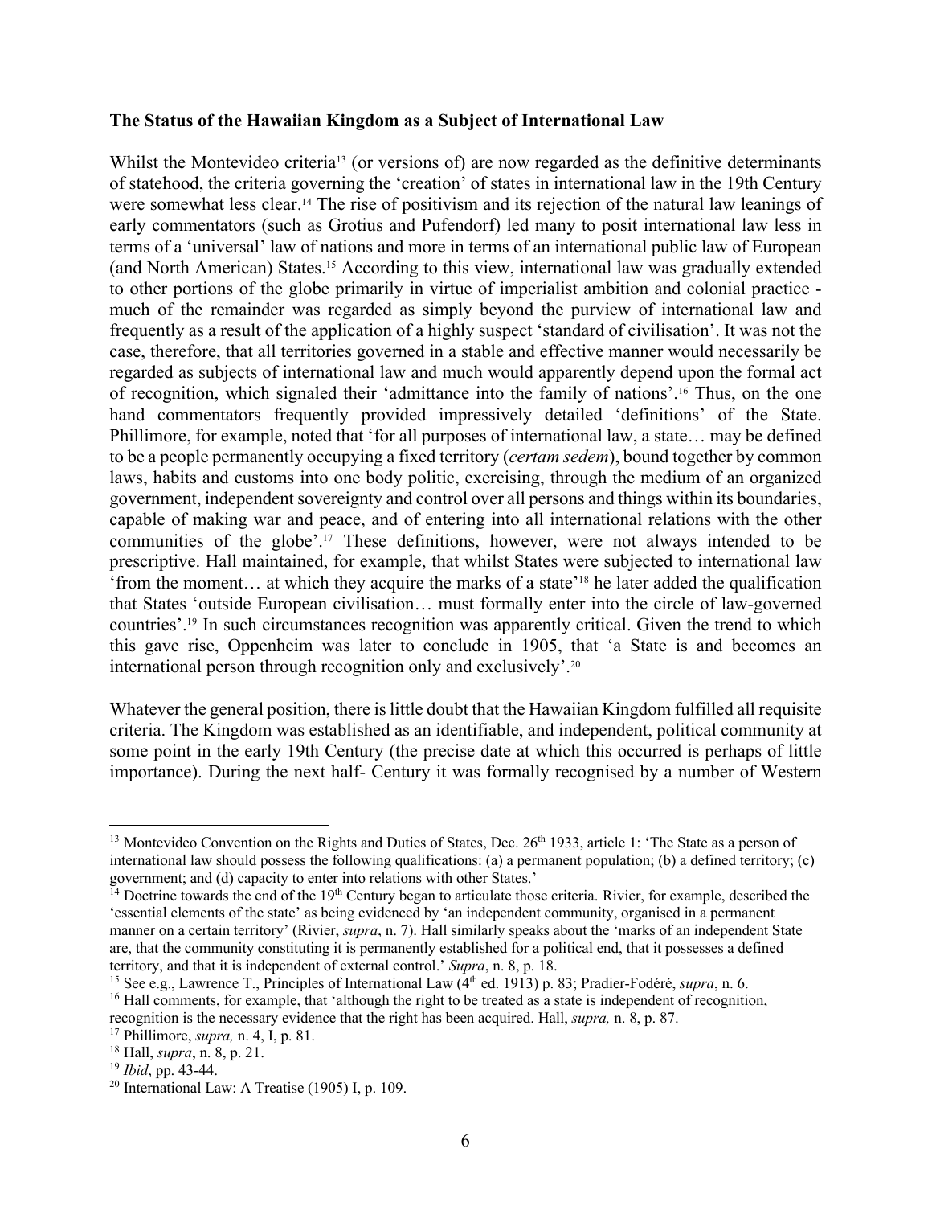**The Status of the Hawaiian Kingdom as a Subject of International Law**

Whilst the Montevideo criteria[13] (or versions of) are now regarded as the definitive determinants of statehood, the criteria governing the 'creation' of states in international law in the 19th Century were somewhat less clear.[14] The rise of positivism and its rejection of the natural law leanings of early commentators (such as Grotius and Pufendorf) led many to posit international law less in terms of a 'universal' law of nations and more in terms of an international public law of European (and North American) States.[15] According to this view, international law was gradually extended to other portions of the globe primarily in virtue of imperialist ambition and colonial practice - much of the remainder was regarded as simply beyond the purview of international law and frequently as a result of the application of a highly suspect 'standard of civilisation'. It was not the case, therefore, that all territories governed in a stable and effective manner would necessarily be regarded as subjects of international law and much would apparently depend upon the formal act of recognition, which signaled their 'admittance into the family of nations'.[16] Thus, on the one hand commentators frequently provided impressively detailed 'definitions' of the State. Phillimore, for example, noted that 'for all purposes of international law, a state… may be defined to be a people permanently occupying a fixed territory (*certam sedem*), bound together by common laws, habits and customs into one body politic, exercising, through the medium of an organized government, independent sovereignty and control over all persons and things within its boundaries, capable of making war and peace, and of entering into all international relations with the other communities of the globe'.[17] These definitions, however, were not always intended to be prescriptive. Hall maintained, for example, that whilst States were subjected to international law 'from the moment… at which they acquire the marks of a state'[18] he later added the qualification that States 'outside European civilisation… must formally enter into the circle of law-governed countries'.[19] In such circumstances recognition was apparently critical. Given the trend to which this gave rise, Oppenheim was later to conclude in 1905, that 'a State is and becomes an international person through recognition only and exclusively'.[20]

Whatever the general position, there is little doubt that the Hawaiian Kingdom fulfilled all requisite criteria. The Kingdom was established as an identifiable, and independent, political community at some point in the early 19th Century (the precise date at which this occurred is perhaps of little importance). During the next half- Century it was formally recognised by a number of Western

---

[13] Montevideo Convention on the Rights and Duties of States, Dec. 26th 1933, article 1: 'The State as a person of international law should possess the following qualifications: (a) a permanent population; (b) a defined territory; (c) government; and (d) capacity to enter into relations with other States.'

[14] Doctrine towards the end of the 19th Century began to articulate those criteria. Rivier, for example, described the 'essential elements of the state' as being evidenced by 'an independent community, organised in a permanent manner on a certain territory' (Rivier, *supra*, n. 7). Hall similarly speaks about the 'marks of an independent State are, that the community constituting it is permanently established for a political end, that it possesses a defined territory, and that it is independent of external control.' *Supra*, n. 8, p. 18.

[15] See e.g., Lawrence T., Principles of International Law (4th ed. 1913) p. 83; Pradier-Fodéré, *supra*, n. 6.

[16] Hall comments, for example, that 'although the right to be treated as a state is independent of recognition, recognition is the necessary evidence that the right has been acquired. Hall, *supra,* n. 8, p. 87.

[17] Phillimore, *supra,* n. 4, I, p. 81.

[18] Hall, *supra*, n. 8, p. 21.

[19] *Ibid*, pp. 43-44.

[20] International Law: A Treatise (1905) I, p. 109.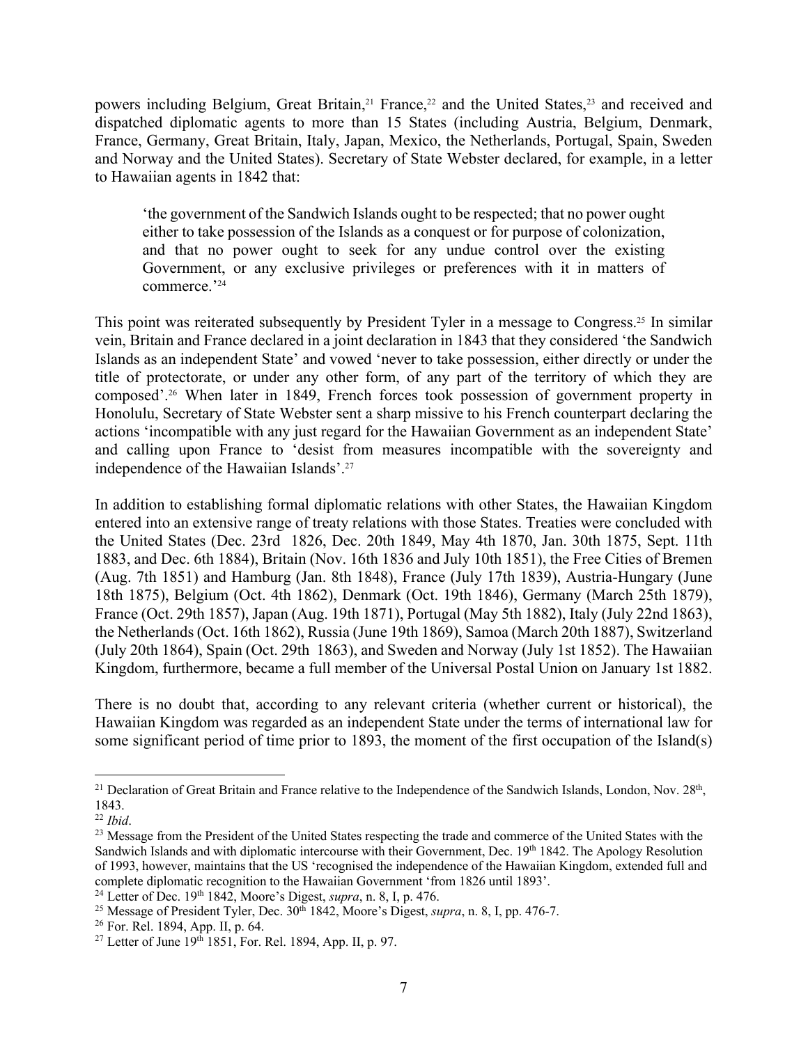powers including Belgium, Great Britain,[21] France,[22] and the United States,[23] and received and dispatched diplomatic agents to more than 15 States (including Austria, Belgium, Denmark, France, Germany, Great Britain, Italy, Japan, Mexico, the Netherlands, Portugal, Spain, Sweden and Norway and the United States). Secretary of State Webster declared, for example, in a letter to Hawaiian agents in 1842 that:

> 'the government of the Sandwich Islands ought to be respected; that no power ought either to take possession of the Islands as a conquest or for purpose of colonization, and that no power ought to seek for any undue control over the existing Government, or any exclusive privileges or preferences with it in matters of commerce.'[24]

This point was reiterated subsequently by President Tyler in a message to Congress.[25] In similar vein, Britain and France declared in a joint declaration in 1843 that they considered 'the Sandwich Islands as an independent State' and vowed 'never to take possession, either directly or under the title of protectorate, or under any other form, of any part of the territory of which they are composed'.[26] When later in 1849, French forces took possession of government property in Honolulu, Secretary of State Webster sent a sharp missive to his French counterpart declaring the actions 'incompatible with any just regard for the Hawaiian Government as an independent State' and calling upon France to 'desist from measures incompatible with the sovereignty and independence of the Hawaiian Islands'.[27]

In addition to establishing formal diplomatic relations with other States, the Hawaiian Kingdom entered into an extensive range of treaty relations with those States. Treaties were concluded with the United States (Dec. 23rd 1826, Dec. 20th 1849, May 4th 1870, Jan. 30th 1875, Sept. 11th 1883, and Dec. 6th 1884), Britain (Nov. 16th 1836 and July 10th 1851), the Free Cities of Bremen (Aug. 7th 1851) and Hamburg (Jan. 8th 1848), France (July 17th 1839), Austria-Hungary (June 18th 1875), Belgium (Oct. 4th 1862), Denmark (Oct. 19th 1846), Germany (March 25th 1879), France (Oct. 29th 1857), Japan (Aug. 19th 1871), Portugal (May 5th 1882), Italy (July 22nd 1863), the Netherlands (Oct. 16th 1862), Russia (June 19th 1869), Samoa (March 20th 1887), Switzerland (July 20th 1864), Spain (Oct. 29th 1863), and Sweden and Norway (July 1st 1852). The Hawaiian Kingdom, furthermore, became a full member of the Universal Postal Union on January 1st 1882.

There is no doubt that, according to any relevant criteria (whether current or historical), the Hawaiian Kingdom was regarded as an independent State under the terms of international law for some significant period of time prior to 1893, the moment of the first occupation of the Island(s)

---

[21] Declaration of Great Britain and France relative to the Independence of the Sandwich Islands, London, Nov. 28th, 1843.

[22] *Ibid*.

[23] Message from the President of the United States respecting the trade and commerce of the United States with the Sandwich Islands and with diplomatic intercourse with their Government, Dec. 19th 1842. The Apology Resolution of 1993, however, maintains that the US 'recognised the independence of the Hawaiian Kingdom, extended full and complete diplomatic recognition to the Hawaiian Government 'from 1826 until 1893'.

[24] Letter of Dec. 19th 1842, Moore's Digest, *supra*, n. 8, I, p. 476.

[25] Message of President Tyler, Dec. 30th 1842, Moore's Digest, *supra*, n. 8, I, pp. 476-7.

[26] For. Rel. 1894, App. II, p. 64.

[27] Letter of June 19th 1851, For. Rel. 1894, App. II, p. 97.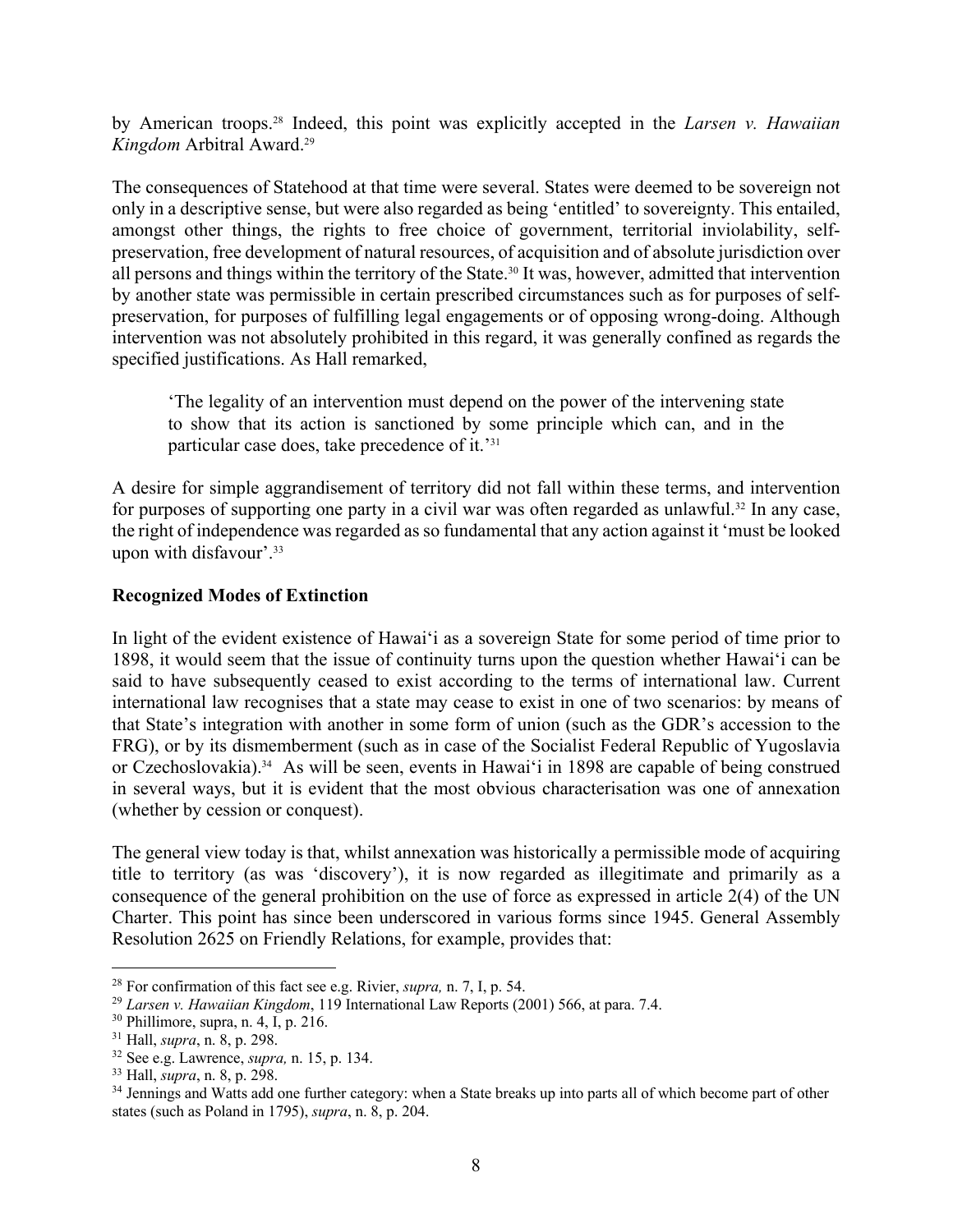by American troops.[28] Indeed, this point was explicitly accepted in the *Larsen v. Hawaiian Kingdom* Arbitral Award.[29]

The consequences of Statehood at that time were several. States were deemed to be sovereign not only in a descriptive sense, but were also regarded as being 'entitled' to sovereignty. This entailed, amongst other things, the rights to free choice of government, territorial inviolability, self-preservation, free development of natural resources, of acquisition and of absolute jurisdiction over all persons and things within the territory of the State.[30] It was, however, admitted that intervention by another state was permissible in certain prescribed circumstances such as for purposes of self-preservation, for purposes of fulfilling legal engagements or of opposing wrong-doing. Although intervention was not absolutely prohibited in this regard, it was generally confined as regards the specified justifications. As Hall remarked,

> 'The legality of an intervention must depend on the power of the intervening state to show that its action is sanctioned by some principle which can, and in the particular case does, take precedence of it.'[31]

A desire for simple aggrandisement of territory did not fall within these terms, and intervention for purposes of supporting one party in a civil war was often regarded as unlawful.[32] In any case, the right of independence was regarded as so fundamental that any action against it 'must be looked upon with disfavour'.[33]

**Recognized Modes of Extinction**

In light of the evident existence of Hawai'i as a sovereign State for some period of time prior to 1898, it would seem that the issue of continuity turns upon the question whether Hawai'i can be said to have subsequently ceased to exist according to the terms of international law. Current international law recognises that a state may cease to exist in one of two scenarios: by means of that State's integration with another in some form of union (such as the GDR's accession to the FRG), or by its dismemberment (such as in case of the Socialist Federal Republic of Yugoslavia or Czechoslovakia).[34] As will be seen, events in Hawai'i in 1898 are capable of being construed in several ways, but it is evident that the most obvious characterisation was one of annexation (whether by cession or conquest).

The general view today is that, whilst annexation was historically a permissible mode of acquiring title to territory (as was 'discovery'), it is now regarded as illegitimate and primarily as a consequence of the general prohibition on the use of force as expressed in article 2(4) of the UN Charter. This point has since been underscored in various forms since 1945. General Assembly Resolution 2625 on Friendly Relations, for example, provides that:

---

[28] For confirmation of this fact see e.g. Rivier, *supra,* n. 7, I, p. 54.

[29] *Larsen v. Hawaiian Kingdom*, 119 International Law Reports (2001) 566, at para. 7.4.

[30] Phillimore, supra, n. 4, I, p. 216.

[31] Hall, *supra*, n. 8, p. 298.

[32] See e.g. Lawrence, *supra,* n. 15, p. 134.

[33] Hall, *supra*, n. 8, p. 298.

[34] Jennings and Watts add one further category: when a State breaks up into parts all of which become part of other states (such as Poland in 1795), *supra*, n. 8, p. 204.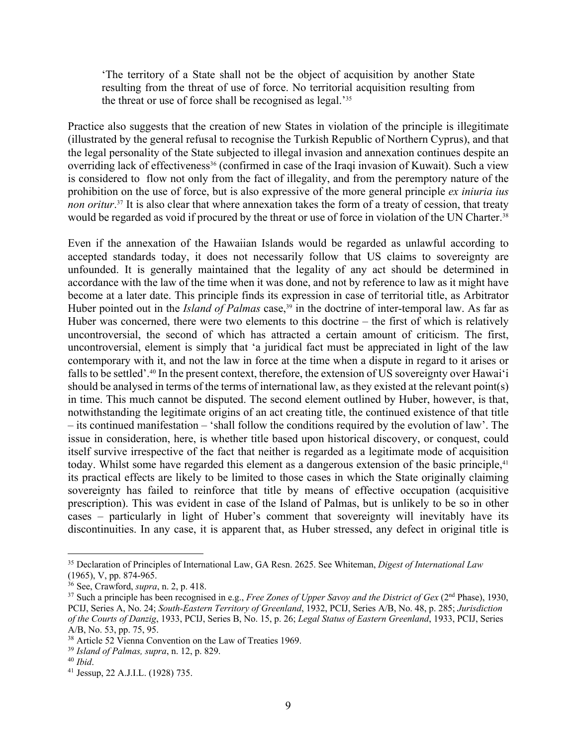> 'The territory of a State shall not be the object of acquisition by another State resulting from the threat of use of force. No territorial acquisition resulting from the threat or use of force shall be recognised as legal.'[35]

Practice also suggests that the creation of new States in violation of the principle is illegitimate (illustrated by the general refusal to recognise the Turkish Republic of Northern Cyprus), and that the legal personality of the State subjected to illegal invasion and annexation continues despite an overriding lack of effectiveness[36] (confirmed in case of the Iraqi invasion of Kuwait). Such a view is considered to flow not only from the fact of illegality, and from the peremptory nature of the prohibition on the use of force, but is also expressive of the more general principle *ex iniuria ius non oritur*.[37] It is also clear that where annexation takes the form of a treaty of cession, that treaty would be regarded as void if procured by the threat or use of force in violation of the UN Charter.[38]

Even if the annexation of the Hawaiian Islands would be regarded as unlawful according to accepted standards today, it does not necessarily follow that US claims to sovereignty are unfounded. It is generally maintained that the legality of any act should be determined in accordance with the law of the time when it was done, and not by reference to law as it might have become at a later date. This principle finds its expression in case of territorial title, as Arbitrator Huber pointed out in the *Island of Palmas* case,[39] in the doctrine of inter-temporal law. As far as Huber was concerned, there were two elements to this doctrine – the first of which is relatively uncontroversial, the second of which has attracted a certain amount of criticism. The first, uncontroversial, element is simply that 'a juridical fact must be appreciated in light of the law contemporary with it, and not the law in force at the time when a dispute in regard to it arises or falls to be settled'.[40] In the present context, therefore, the extension of US sovereignty over Hawai'i should be analysed in terms of the terms of international law, as they existed at the relevant point(s) in time. This much cannot be disputed. The second element outlined by Huber, however, is that, notwithstanding the legitimate origins of an act creating title, the continued existence of that title – its continued manifestation – 'shall follow the conditions required by the evolution of law'. The issue in consideration, here, is whether title based upon historical discovery, or conquest, could itself survive irrespective of the fact that neither is regarded as a legitimate mode of acquisition today. Whilst some have regarded this element as a dangerous extension of the basic principle,[41] its practical effects are likely to be limited to those cases in which the State originally claiming sovereignty has failed to reinforce that title by means of effective occupation (acquisitive prescription). This was evident in case of the Island of Palmas, but is unlikely to be so in other cases – particularly in light of Huber's comment that sovereignty will inevitably have its discontinuities. In any case, it is apparent that, as Huber stressed, any defect in original title is

---

[35] Declaration of Principles of International Law, GA Resn. 2625. See Whiteman, *Digest of International Law* (1965), V, pp. 874-965.

[36] See, Crawford, *supra*, n. 2, p. 418.

[37] Such a principle has been recognised in e.g., *Free Zones of Upper Savoy and the District of Gex* (2nd Phase), 1930, PCIJ, Series A, No. 24; *South-Eastern Territory of Greenland*, 1932, PCIJ, Series A/B, No. 48, p. 285; *Jurisdiction of the Courts of Danzig*, 1933, PCIJ, Series B, No. 15, p. 26; *Legal Status of Eastern Greenland*, 1933, PCIJ, Series A/B, No. 53, pp. 75, 95.

[38] Article 52 Vienna Convention on the Law of Treaties 1969.

[39] *Island of Palmas, supra*, n. 12, p. 829.

[40] *Ibid*.

[41] Jessup, 22 A.J.I.L. (1928) 735.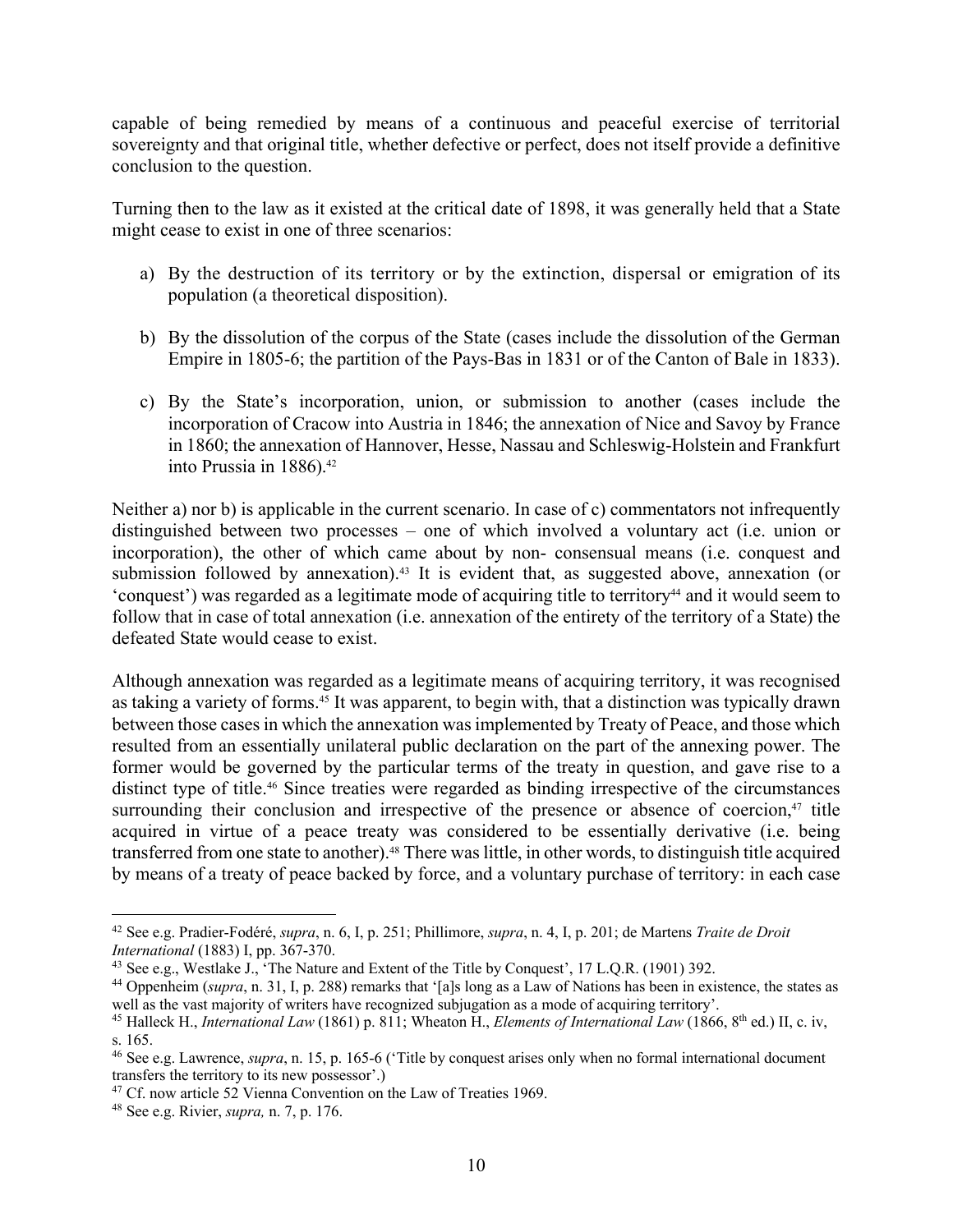capable of being remedied by means of a continuous and peaceful exercise of territorial sovereignty and that original title, whether defective or perfect, does not itself provide a definitive conclusion to the question.

Turning then to the law as it existed at the critical date of 1898, it was generally held that a State might cease to exist in one of three scenarios:

a) By the destruction of its territory or by the extinction, dispersal or emigration of its population (a theoretical disposition).

b) By the dissolution of the corpus of the State (cases include the dissolution of the German Empire in 1805-6; the partition of the Pays-Bas in 1831 or of the Canton of Bale in 1833).

c) By the State's incorporation, union, or submission to another (cases include the incorporation of Cracow into Austria in 1846; the annexation of Nice and Savoy by France in 1860; the annexation of Hannover, Hesse, Nassau and Schleswig-Holstein and Frankfurt into Prussia in 1886).[42]

Neither a) nor b) is applicable in the current scenario. In case of c) commentators not infrequently distinguished between two processes – one of which involved a voluntary act (i.e. union or incorporation), the other of which came about by non- consensual means (i.e. conquest and submission followed by annexation).[43] It is evident that, as suggested above, annexation (or 'conquest') was regarded as a legitimate mode of acquiring title to territory[44] and it would seem to follow that in case of total annexation (i.e. annexation of the entirety of the territory of a State) the defeated State would cease to exist.

Although annexation was regarded as a legitimate means of acquiring territory, it was recognised as taking a variety of forms.[45] It was apparent, to begin with, that a distinction was typically drawn between those cases in which the annexation was implemented by Treaty of Peace, and those which resulted from an essentially unilateral public declaration on the part of the annexing power. The former would be governed by the particular terms of the treaty in question, and gave rise to a distinct type of title.[46] Since treaties were regarded as binding irrespective of the circumstances surrounding their conclusion and irrespective of the presence or absence of coercion,[47] title acquired in virtue of a peace treaty was considered to be essentially derivative (i.e. being transferred from one state to another).[48] There was little, in other words, to distinguish title acquired by means of a treaty of peace backed by force, and a voluntary purchase of territory: in each case

---

[42] See e.g. Pradier-Fodéré, *supra*, n. 6, I, p. 251; Phillimore, *supra*, n. 4, I, p. 201; de Martens *Traite de Droit International* (1883) I, pp. 367-370.

[43] See e.g., Westlake J., 'The Nature and Extent of the Title by Conquest', 17 L.Q.R. (1901) 392.

[44] Oppenheim (*supra*, n. 31, I, p. 288) remarks that '[a]s long as a Law of Nations has been in existence, the states as well as the vast majority of writers have recognized subjugation as a mode of acquiring territory'.

[45] Halleck H., *International Law* (1861) p. 811; Wheaton H., *Elements of International Law* (1866, 8th ed.) II, c. iv, s. 165.

[46] See e.g. Lawrence, *supra*, n. 15, p. 165-6 ('Title by conquest arises only when no formal international document transfers the territory to its new possessor'.)

[47] Cf. now article 52 Vienna Convention on the Law of Treaties 1969.

[48] See e.g. Rivier, *supra,* n. 7, p. 176.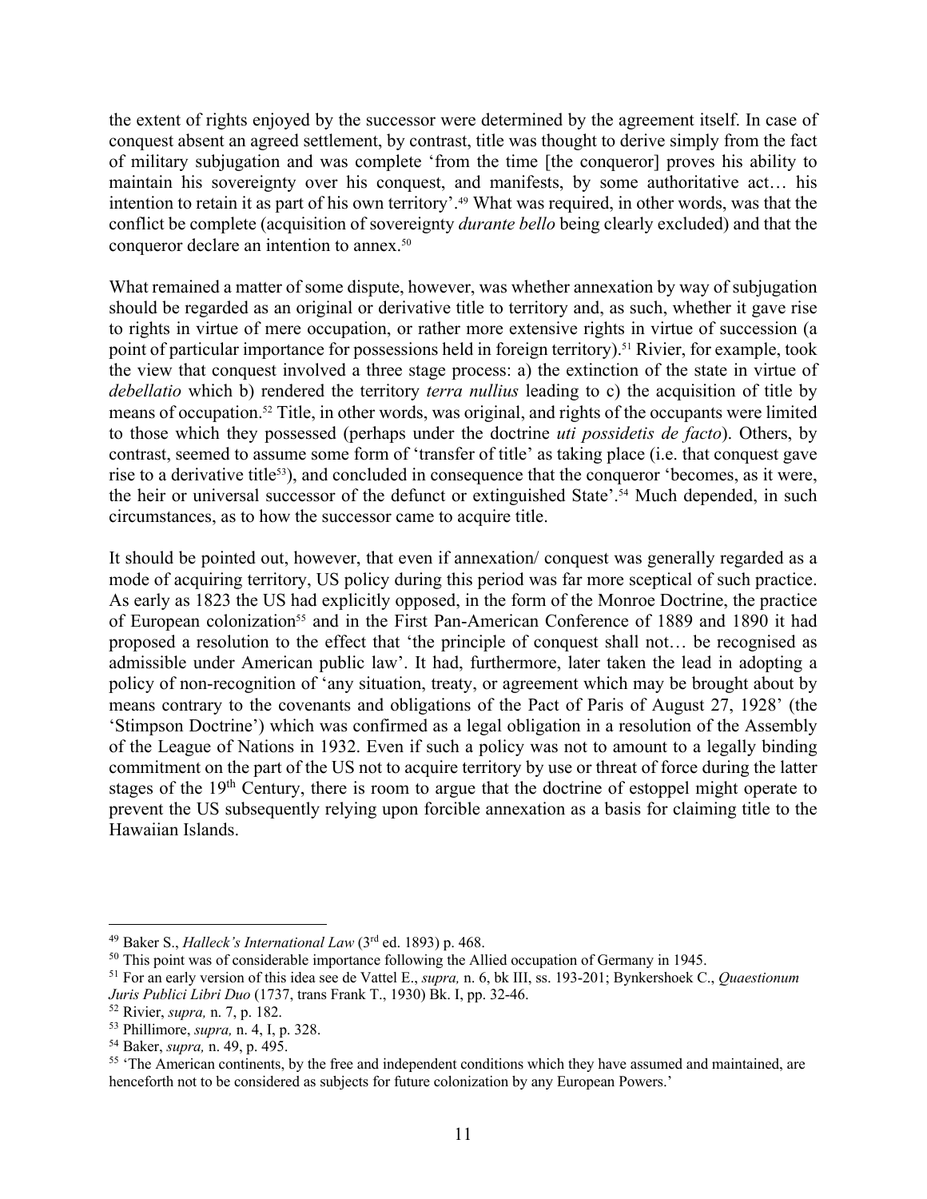the extent of rights enjoyed by the successor were determined by the agreement itself. In case of conquest absent an agreed settlement, by contrast, title was thought to derive simply from the fact of military subjugation and was complete 'from the time [the conqueror] proves his ability to maintain his sovereignty over his conquest, and manifests, by some authoritative act… his intention to retain it as part of his own territory'.[49] What was required, in other words, was that the conflict be complete (acquisition of sovereignty *durante bello* being clearly excluded) and that the conqueror declare an intention to annex.[50]

What remained a matter of some dispute, however, was whether annexation by way of subjugation should be regarded as an original or derivative title to territory and, as such, whether it gave rise to rights in virtue of mere occupation, or rather more extensive rights in virtue of succession (a point of particular importance for possessions held in foreign territory).[51] Rivier, for example, took the view that conquest involved a three stage process: a) the extinction of the state in virtue of *debellatio* which b) rendered the territory *terra nullius* leading to c) the acquisition of title by means of occupation.[52] Title, in other words, was original, and rights of the occupants were limited to those which they possessed (perhaps under the doctrine *uti possidetis de facto*). Others, by contrast, seemed to assume some form of 'transfer of title' as taking place (i.e. that conquest gave rise to a derivative title[53]), and concluded in consequence that the conqueror 'becomes, as it were, the heir or universal successor of the defunct or extinguished State'.[54] Much depended, in such circumstances, as to how the successor came to acquire title.

It should be pointed out, however, that even if annexation/ conquest was generally regarded as a mode of acquiring territory, US policy during this period was far more sceptical of such practice. As early as 1823 the US had explicitly opposed, in the form of the Monroe Doctrine, the practice of European colonization[55] and in the First Pan-American Conference of 1889 and 1890 it had proposed a resolution to the effect that 'the principle of conquest shall not… be recognised as admissible under American public law'. It had, furthermore, later taken the lead in adopting a policy of non-recognition of 'any situation, treaty, or agreement which may be brought about by means contrary to the covenants and obligations of the Pact of Paris of August 27, 1928' (the 'Stimpson Doctrine') which was confirmed as a legal obligation in a resolution of the Assembly of the League of Nations in 1932. Even if such a policy was not to amount to a legally binding commitment on the part of the US not to acquire territory by use or threat of force during the latter stages of the 19th Century, there is room to argue that the doctrine of estoppel might operate to prevent the US subsequently relying upon forcible annexation as a basis for claiming title to the Hawaiian Islands.

---

[49] Baker S., *Halleck's International Law* (3rd ed. 1893) p. 468.

[50] This point was of considerable importance following the Allied occupation of Germany in 1945.

[51] For an early version of this idea see de Vattel E., *supra,* n. 6, bk III, ss. 193-201; Bynkershoek C., *Quaestionum Juris Publici Libri Duo* (1737, trans Frank T., 1930) Bk. I, pp. 32-46.

[52] Rivier, *supra,* n. 7, p. 182.

[53] Phillimore, *supra,* n. 4, I, p. 328.

[54] Baker, *supra,* n. 49, p. 495.

[55] 'The American continents, by the free and independent conditions which they have assumed and maintained, are henceforth not to be considered as subjects for future colonization by any European Powers.'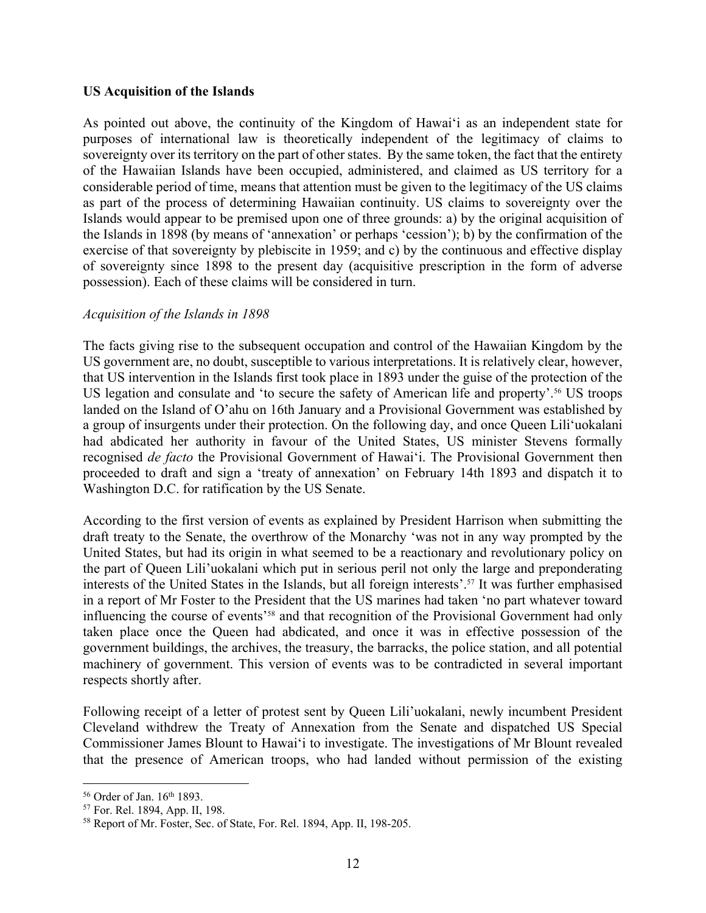**US Acquisition of the Islands**

As pointed out above, the continuity of the Kingdom of Hawai'i as an independent state for purposes of international law is theoretically independent of the legitimacy of claims to sovereignty over its territory on the part of other states. By the same token, the fact that the entirety of the Hawaiian Islands have been occupied, administered, and claimed as US territory for a considerable period of time, means that attention must be given to the legitimacy of the US claims as part of the process of determining Hawaiian continuity. US claims to sovereignty over the Islands would appear to be premised upon one of three grounds: a) by the original acquisition of the Islands in 1898 (by means of 'annexation' or perhaps 'cession'); b) by the confirmation of the exercise of that sovereignty by plebiscite in 1959; and c) by the continuous and effective display of sovereignty since 1898 to the present day (acquisitive prescription in the form of adverse possession). Each of these claims will be considered in turn.

*Acquisition of the Islands in 1898*

The facts giving rise to the subsequent occupation and control of the Hawaiian Kingdom by the US government are, no doubt, susceptible to various interpretations. It is relatively clear, however, that US intervention in the Islands first took place in 1893 under the guise of the protection of the US legation and consulate and 'to secure the safety of American life and property'.[56] US troops landed on the Island of O'ahu on 16th January and a Provisional Government was established by a group of insurgents under their protection. On the following day, and once Queen Lili'uokalani had abdicated her authority in favour of the United States, US minister Stevens formally recognised *de facto* the Provisional Government of Hawai'i. The Provisional Government then proceeded to draft and sign a 'treaty of annexation' on February 14th 1893 and dispatch it to Washington D.C. for ratification by the US Senate.

According to the first version of events as explained by President Harrison when submitting the draft treaty to the Senate, the overthrow of the Monarchy 'was not in any way prompted by the United States, but had its origin in what seemed to be a reactionary and revolutionary policy on the part of Queen Lili'uokalani which put in serious peril not only the large and preponderating interests of the United States in the Islands, but all foreign interests'.[57] It was further emphasised in a report of Mr Foster to the President that the US marines had taken 'no part whatever toward influencing the course of events'[58] and that recognition of the Provisional Government had only taken place once the Queen had abdicated, and once it was in effective possession of the government buildings, the archives, the treasury, the barracks, the police station, and all potential machinery of government. This version of events was to be contradicted in several important respects shortly after.

Following receipt of a letter of protest sent by Queen Lili'uokalani, newly incumbent President Cleveland withdrew the Treaty of Annexation from the Senate and dispatched US Special Commissioner James Blount to Hawai'i to investigate. The investigations of Mr Blount revealed that the presence of American troops, who had landed without permission of the existing

[56] Order of Jan. 16th 1893.

[57] For. Rel. 1894, App. II, 198.

[58] Report of Mr. Foster, Sec. of State, For. Rel. 1894, App. II, 198-205.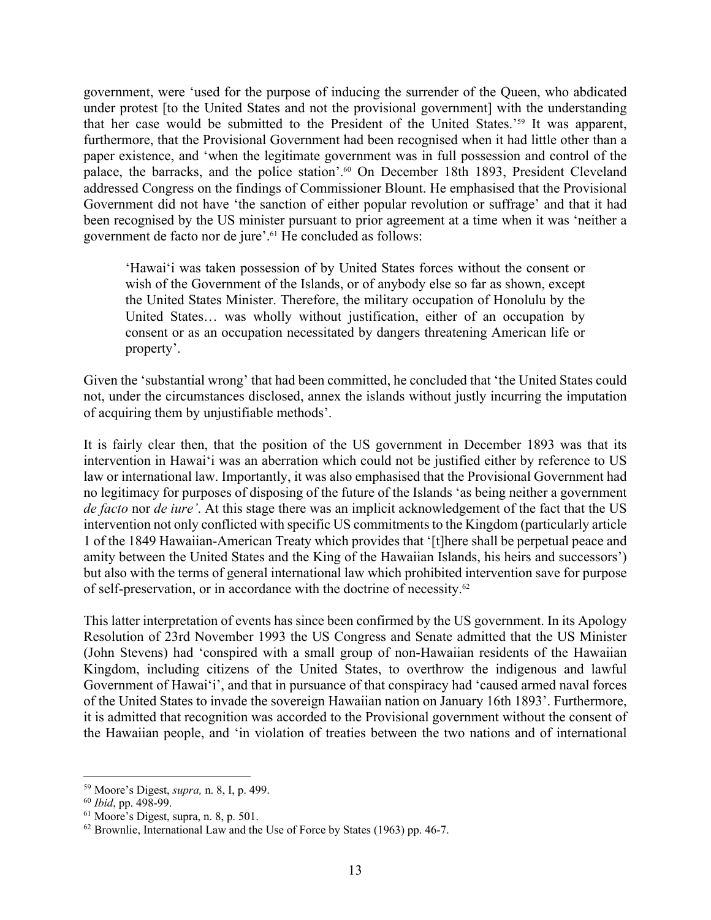government, were 'used for the purpose of inducing the surrender of the Queen, who abdicated under protest [to the United States and not the provisional government] with the understanding that her case would be submitted to the President of the United States.'[59] It was apparent, furthermore, that the Provisional Government had been recognised when it had little other than a paper existence, and 'when the legitimate government was in full possession and control of the palace, the barracks, and the police station'.[60] On December 18th 1893, President Cleveland addressed Congress on the findings of Commissioner Blount. He emphasised that the Provisional Government did not have 'the sanction of either popular revolution or suffrage' and that it had been recognised by the US minister pursuant to prior agreement at a time when it was 'neither a government de facto nor de jure'.[61] He concluded as follows:

> 'Hawai'i was taken possession of by United States forces without the consent or wish of the Government of the Islands, or of anybody else so far as shown, except the United States Minister. Therefore, the military occupation of Honolulu by the United States… was wholly without justification, either of an occupation by consent or as an occupation necessitated by dangers threatening American life or property'.

Given the 'substantial wrong' that had been committed, he concluded that 'the United States could not, under the circumstances disclosed, annex the islands without justly incurring the imputation of acquiring them by unjustifiable methods'.

It is fairly clear then, that the position of the US government in December 1893 was that its intervention in Hawai'i was an aberration which could not be justified either by reference to US law or international law. Importantly, it was also emphasised that the Provisional Government had no legitimacy for purposes of disposing of the future of the Islands 'as being neither a government *de facto* nor *de iure'*. At this stage there was an implicit acknowledgement of the fact that the US intervention not only conflicted with specific US commitments to the Kingdom (particularly article 1 of the 1849 Hawaiian-American Treaty which provides that '[t]here shall be perpetual peace and amity between the United States and the King of the Hawaiian Islands, his heirs and successors') but also with the terms of general international law which prohibited intervention save for purpose of self-preservation, or in accordance with the doctrine of necessity.[62]

This latter interpretation of events has since been confirmed by the US government. In its Apology Resolution of 23rd November 1993 the US Congress and Senate admitted that the US Minister (John Stevens) had 'conspired with a small group of non-Hawaiian residents of the Hawaiian Kingdom, including citizens of the United States, to overthrow the indigenous and lawful Government of Hawai'i', and that in pursuance of that conspiracy had 'caused armed naval forces of the United States to invade the sovereign Hawaiian nation on January 16th 1893'. Furthermore, it is admitted that recognition was accorded to the Provisional government without the consent of the Hawaiian people, and 'in violation of treaties between the two nations and of international

---

[59] Moore's Digest, *supra,* n. 8, I, p. 499.

[60] *Ibid*, pp. 498-99.

[61] Moore's Digest, supra, n. 8, p. 501.

[62] Brownlie, International Law and the Use of Force by States (1963) pp. 46-7.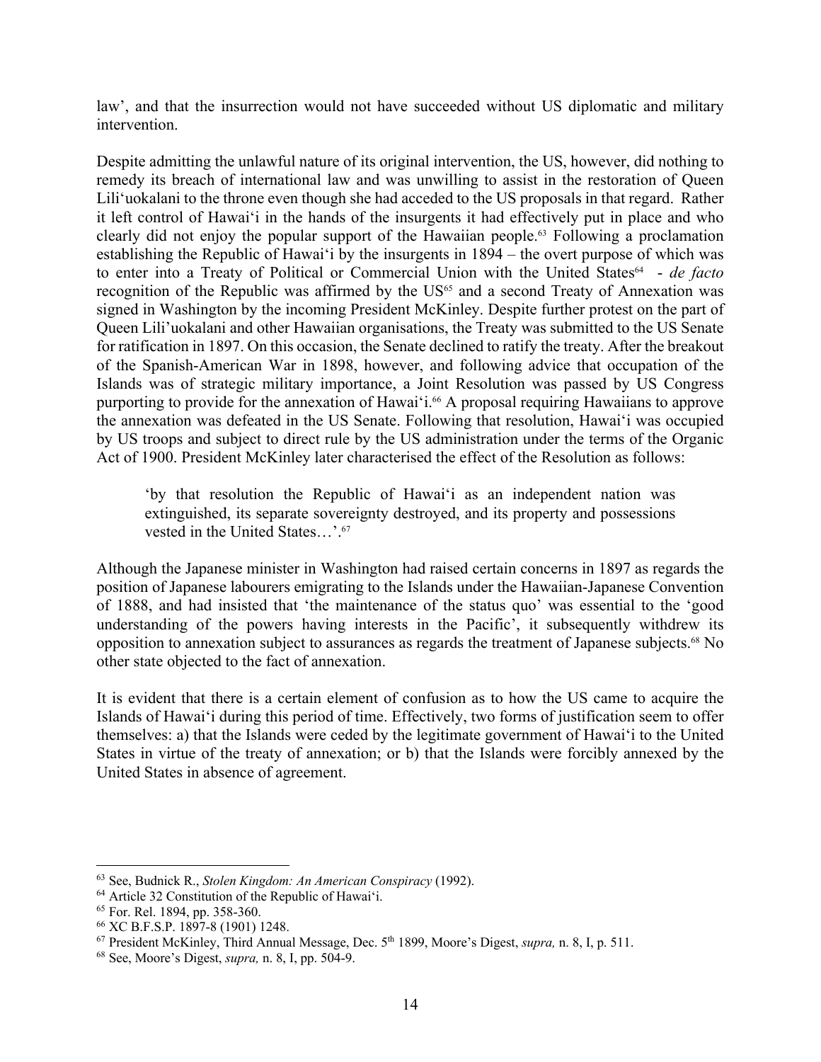law', and that the insurrection would not have succeeded without US diplomatic and military intervention.

Despite admitting the unlawful nature of its original intervention, the US, however, did nothing to remedy its breach of international law and was unwilling to assist in the restoration of Queen Lili'uokalani to the throne even though she had acceded to the US proposals in that regard. Rather it left control of Hawai'i in the hands of the insurgents it had effectively put in place and who clearly did not enjoy the popular support of the Hawaiian people.[63] Following a proclamation establishing the Republic of Hawai'i by the insurgents in 1894 – the overt purpose of which was to enter into a Treaty of Political or Commercial Union with the United States[64] - *de facto* recognition of the Republic was affirmed by the US[65] and a second Treaty of Annexation was signed in Washington by the incoming President McKinley. Despite further protest on the part of Queen Lili'uokalani and other Hawaiian organisations, the Treaty was submitted to the US Senate for ratification in 1897. On this occasion, the Senate declined to ratify the treaty. After the breakout of the Spanish-American War in 1898, however, and following advice that occupation of the Islands was of strategic military importance, a Joint Resolution was passed by US Congress purporting to provide for the annexation of Hawai'i.[66] A proposal requiring Hawaiians to approve the annexation was defeated in the US Senate. Following that resolution, Hawai'i was occupied by US troops and subject to direct rule by the US administration under the terms of the Organic Act of 1900. President McKinley later characterised the effect of the Resolution as follows:

> 'by that resolution the Republic of Hawai'i as an independent nation was extinguished, its separate sovereignty destroyed, and its property and possessions vested in the United States…'.[67]

Although the Japanese minister in Washington had raised certain concerns in 1897 as regards the position of Japanese labourers emigrating to the Islands under the Hawaiian-Japanese Convention of 1888, and had insisted that 'the maintenance of the status quo' was essential to the 'good understanding of the powers having interests in the Pacific', it subsequently withdrew its opposition to annexation subject to assurances as regards the treatment of Japanese subjects.[68] No other state objected to the fact of annexation.

It is evident that there is a certain element of confusion as to how the US came to acquire the Islands of Hawai'i during this period of time. Effectively, two forms of justification seem to offer themselves: a) that the Islands were ceded by the legitimate government of Hawai'i to the United States in virtue of the treaty of annexation; or b) that the Islands were forcibly annexed by the United States in absence of agreement.

---

[63] See, Budnick R., *Stolen Kingdom: An American Conspiracy* (1992).

[64] Article 32 Constitution of the Republic of Hawai'i.

[65] For. Rel. 1894, pp. 358-360.

[66] XC B.F.S.P. 1897-8 (1901) 1248.

[67] President McKinley, Third Annual Message, Dec. 5th 1899, Moore's Digest, *supra,* n. 8, I, p. 511.

[68] See, Moore's Digest, *supra,* n. 8, I, pp. 504-9.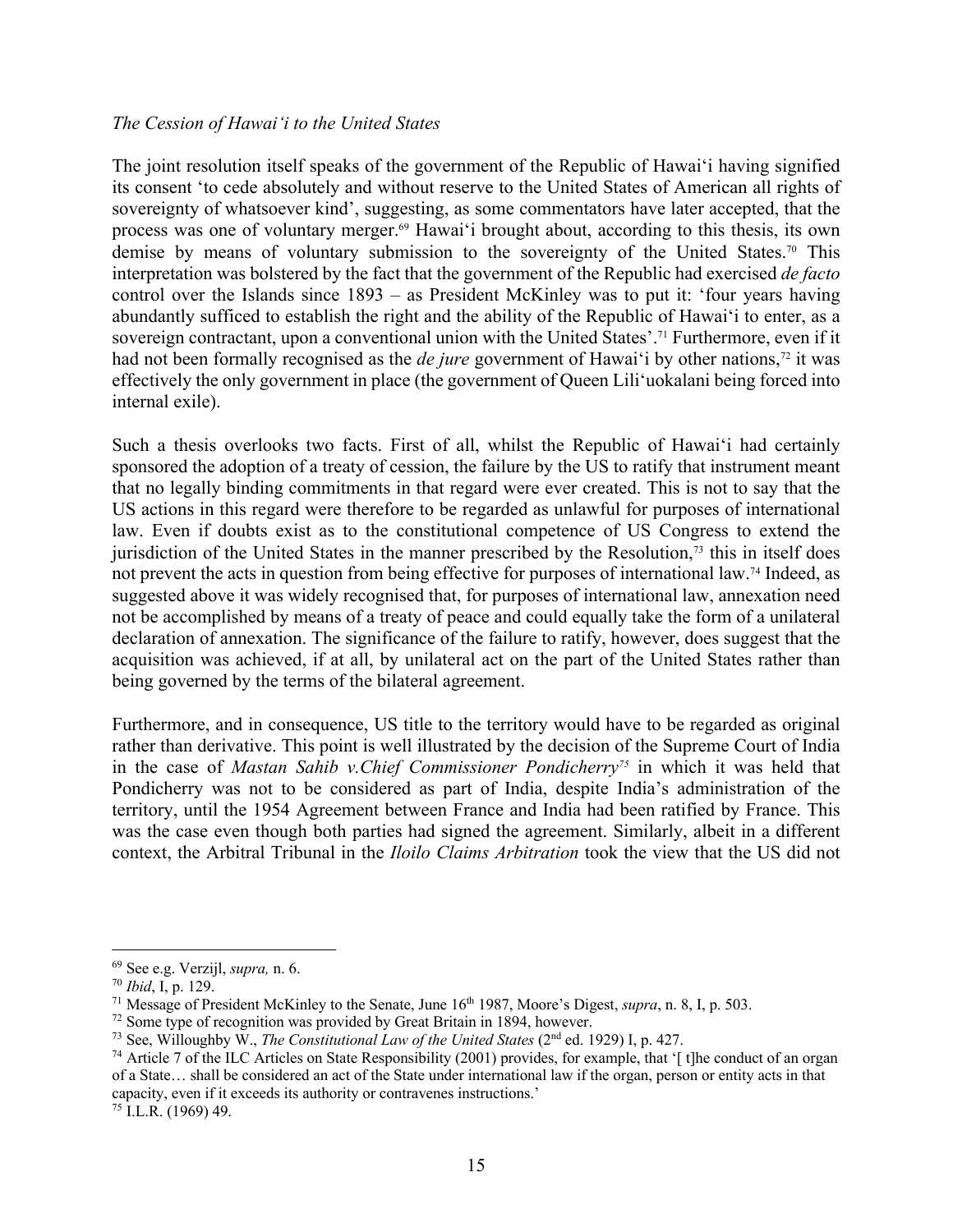*The Cession of Hawai'i to the United States*

The joint resolution itself speaks of the government of the Republic of Hawai'i having signified its consent 'to cede absolutely and without reserve to the United States of American all rights of sovereignty of whatsoever kind', suggesting, as some commentators have later accepted, that the process was one of voluntary merger.[69] Hawai'i brought about, according to this thesis, its own demise by means of voluntary submission to the sovereignty of the United States.[70] This interpretation was bolstered by the fact that the government of the Republic had exercised *de facto* control over the Islands since 1893 – as President McKinley was to put it: 'four years having abundantly sufficed to establish the right and the ability of the Republic of Hawai'i to enter, as a sovereign contractant, upon a conventional union with the United States'.[71] Furthermore, even if it had not been formally recognised as the *de jure* government of Hawai'i by other nations,[72] it was effectively the only government in place (the government of Queen Lili'uokalani being forced into internal exile).

Such a thesis overlooks two facts. First of all, whilst the Republic of Hawai'i had certainly sponsored the adoption of a treaty of cession, the failure by the US to ratify that instrument meant that no legally binding commitments in that regard were ever created. This is not to say that the US actions in this regard were therefore to be regarded as unlawful for purposes of international law. Even if doubts exist as to the constitutional competence of US Congress to extend the jurisdiction of the United States in the manner prescribed by the Resolution,[73] this in itself does not prevent the acts in question from being effective for purposes of international law.[74] Indeed, as suggested above it was widely recognised that, for purposes of international law, annexation need not be accomplished by means of a treaty of peace and could equally take the form of a unilateral declaration of annexation. The significance of the failure to ratify, however, does suggest that the acquisition was achieved, if at all, by unilateral act on the part of the United States rather than being governed by the terms of the bilateral agreement.

Furthermore, and in consequence, US title to the territory would have to be regarded as original rather than derivative. This point is well illustrated by the decision of the Supreme Court of India in the case of *Mastan Sahib v.Chief Commissioner Pondicherry*[75] in which it was held that Pondicherry was not to be considered as part of India, despite India's administration of the territory, until the 1954 Agreement between France and India had been ratified by France. This was the case even though both parties had signed the agreement. Similarly, albeit in a different context, the Arbitral Tribunal in the *Iloilo Claims Arbitration* took the view that the US did not

---

[69] See e.g. Verzijl, *supra,* n. 6.

[70] *Ibid*, I, p. 129.

[71] Message of President McKinley to the Senate, June 16th 1987, Moore's Digest, *supra*, n. 8, I, p. 503.

[72] Some type of recognition was provided by Great Britain in 1894, however.

[73] See, Willoughby W., *The Constitutional Law of the United States* (2nd ed. 1929) I, p. 427.

[74] Article 7 of the ILC Articles on State Responsibility (2001) provides, for example, that '[ t]he conduct of an organ of a State… shall be considered an act of the State under international law if the organ, person or entity acts in that capacity, even if it exceeds its authority or contravenes instructions.'

[75] I.L.R. (1969) 49.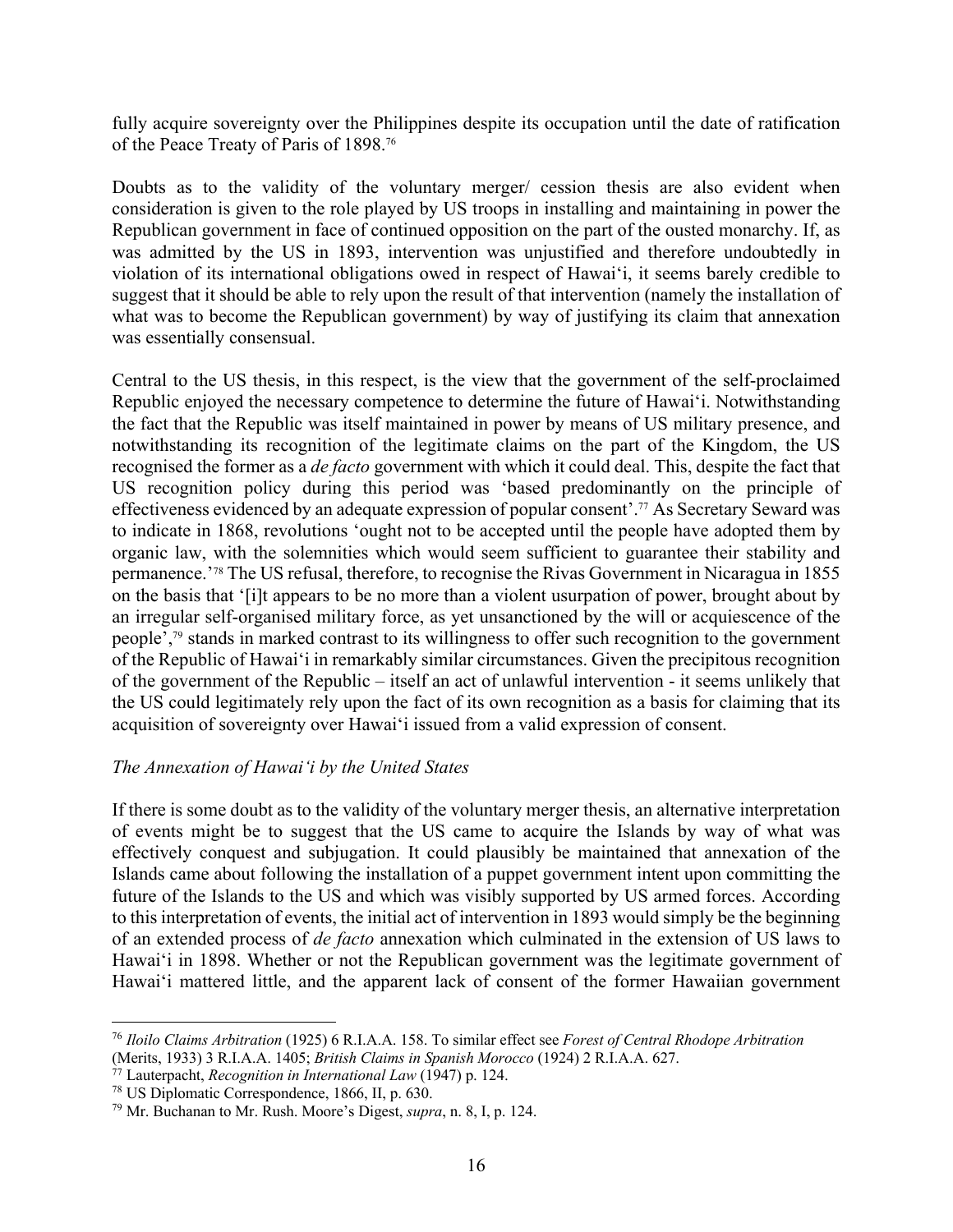fully acquire sovereignty over the Philippines despite its occupation until the date of ratification of the Peace Treaty of Paris of 1898.[76]

Doubts as to the validity of the voluntary merger/ cession thesis are also evident when consideration is given to the role played by US troops in installing and maintaining in power the Republican government in face of continued opposition on the part of the ousted monarchy. If, as was admitted by the US in 1893, intervention was unjustified and therefore undoubtedly in violation of its international obligations owed in respect of Hawai'i, it seems barely credible to suggest that it should be able to rely upon the result of that intervention (namely the installation of what was to become the Republican government) by way of justifying its claim that annexation was essentially consensual.

Central to the US thesis, in this respect, is the view that the government of the self-proclaimed Republic enjoyed the necessary competence to determine the future of Hawai'i. Notwithstanding the fact that the Republic was itself maintained in power by means of US military presence, and notwithstanding its recognition of the legitimate claims on the part of the Kingdom, the US recognised the former as a *de facto* government with which it could deal. This, despite the fact that US recognition policy during this period was 'based predominantly on the principle of effectiveness evidenced by an adequate expression of popular consent'.[77] As Secretary Seward was to indicate in 1868, revolutions 'ought not to be accepted until the people have adopted them by organic law, with the solemnities which would seem sufficient to guarantee their stability and permanence.'[78] The US refusal, therefore, to recognise the Rivas Government in Nicaragua in 1855 on the basis that '[i]t appears to be no more than a violent usurpation of power, brought about by an irregular self-organised military force, as yet unsanctioned by the will or acquiescence of the people',[79] stands in marked contrast to its willingness to offer such recognition to the government of the Republic of Hawai'i in remarkably similar circumstances. Given the precipitous recognition of the government of the Republic – itself an act of unlawful intervention - it seems unlikely that the US could legitimately rely upon the fact of its own recognition as a basis for claiming that its acquisition of sovereignty over Hawai'i issued from a valid expression of consent.

*The Annexation of Hawai'i by the United States*

If there is some doubt as to the validity of the voluntary merger thesis, an alternative interpretation of events might be to suggest that the US came to acquire the Islands by way of what was effectively conquest and subjugation. It could plausibly be maintained that annexation of the Islands came about following the installation of a puppet government intent upon committing the future of the Islands to the US and which was visibly supported by US armed forces. According to this interpretation of events, the initial act of intervention in 1893 would simply be the beginning of an extended process of *de facto* annexation which culminated in the extension of US laws to Hawai'i in 1898. Whether or not the Republican government was the legitimate government of Hawai'i mattered little, and the apparent lack of consent of the former Hawaiian government

[76] *Iloilo Claims Arbitration* (1925) 6 R.I.A.A. 158. To similar effect see *Forest of Central Rhodope Arbitration* (Merits, 1933) 3 R.I.A.A. 1405; *British Claims in Spanish Morocco* (1924) 2 R.I.A.A. 627.

[77] Lauterpacht, *Recognition in International Law* (1947) p. 124.

[78] US Diplomatic Correspondence, 1866, II, p. 630.

[79] Mr. Buchanan to Mr. Rush. Moore's Digest, *supra*, n. 8, I, p. 124.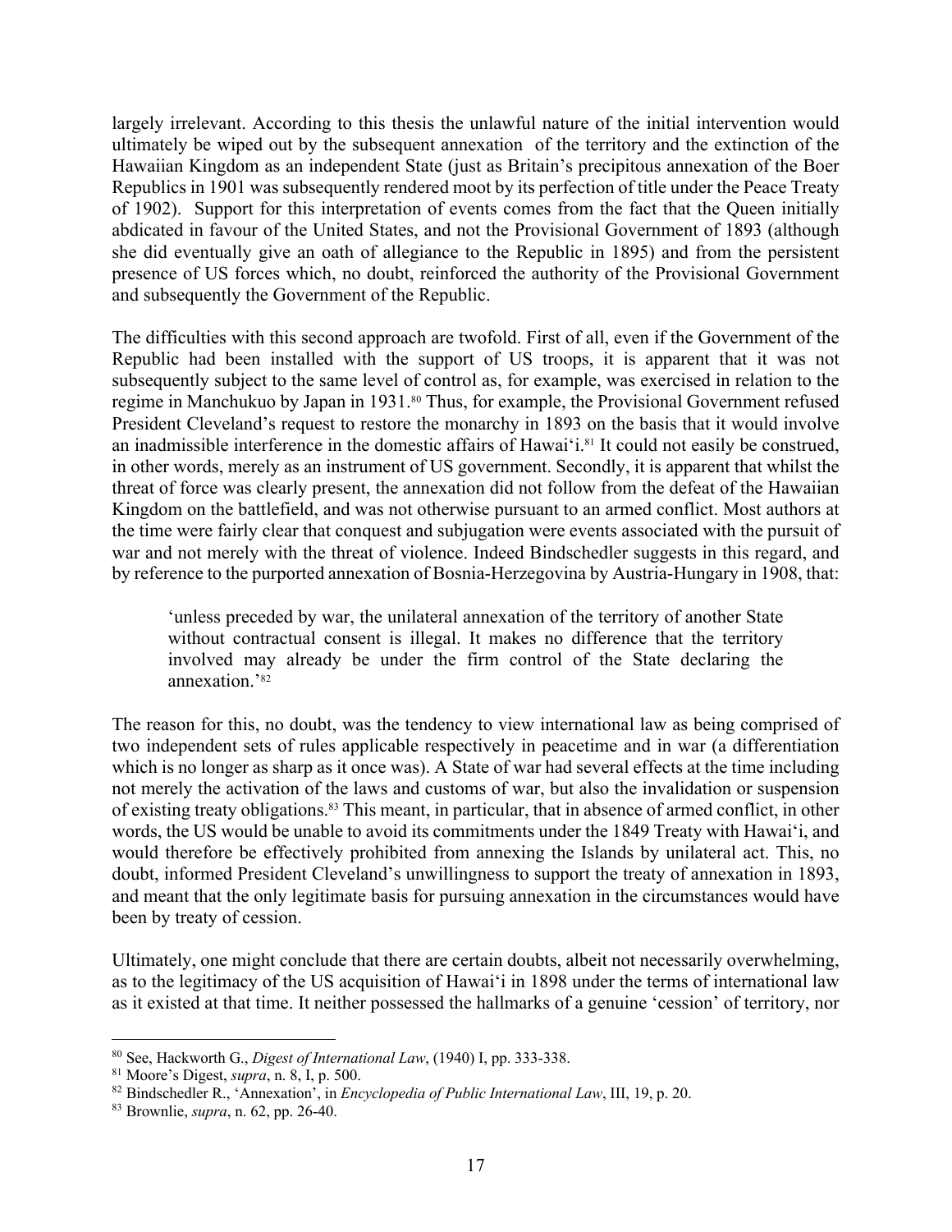largely irrelevant. According to this thesis the unlawful nature of the initial intervention would ultimately be wiped out by the subsequent annexation of the territory and the extinction of the Hawaiian Kingdom as an independent State (just as Britain's precipitous annexation of the Boer Republics in 1901 was subsequently rendered moot by its perfection of title under the Peace Treaty of 1902). Support for this interpretation of events comes from the fact that the Queen initially abdicated in favour of the United States, and not the Provisional Government of 1893 (although she did eventually give an oath of allegiance to the Republic in 1895) and from the persistent presence of US forces which, no doubt, reinforced the authority of the Provisional Government and subsequently the Government of the Republic.

The difficulties with this second approach are twofold. First of all, even if the Government of the Republic had been installed with the support of US troops, it is apparent that it was not subsequently subject to the same level of control as, for example, was exercised in relation to the regime in Manchukuo by Japan in 1931.[80] Thus, for example, the Provisional Government refused President Cleveland's request to restore the monarchy in 1893 on the basis that it would involve an inadmissible interference in the domestic affairs of Hawai'i.[81] It could not easily be construed, in other words, merely as an instrument of US government. Secondly, it is apparent that whilst the threat of force was clearly present, the annexation did not follow from the defeat of the Hawaiian Kingdom on the battlefield, and was not otherwise pursuant to an armed conflict. Most authors at the time were fairly clear that conquest and subjugation were events associated with the pursuit of war and not merely with the threat of violence. Indeed Bindschedler suggests in this regard, and by reference to the purported annexation of Bosnia-Herzegovina by Austria-Hungary in 1908, that:

> 'unless preceded by war, the unilateral annexation of the territory of another State without contractual consent is illegal. It makes no difference that the territory involved may already be under the firm control of the State declaring the annexation.'[82]

The reason for this, no doubt, was the tendency to view international law as being comprised of two independent sets of rules applicable respectively in peacetime and in war (a differentiation which is no longer as sharp as it once was). A State of war had several effects at the time including not merely the activation of the laws and customs of war, but also the invalidation or suspension of existing treaty obligations.[83] This meant, in particular, that in absence of armed conflict, in other words, the US would be unable to avoid its commitments under the 1849 Treaty with Hawai'i, and would therefore be effectively prohibited from annexing the Islands by unilateral act. This, no doubt, informed President Cleveland's unwillingness to support the treaty of annexation in 1893, and meant that the only legitimate basis for pursuing annexation in the circumstances would have been by treaty of cession.

Ultimately, one might conclude that there are certain doubts, albeit not necessarily overwhelming, as to the legitimacy of the US acquisition of Hawai'i in 1898 under the terms of international law as it existed at that time. It neither possessed the hallmarks of a genuine 'cession' of territory, nor

---

[80] See, Hackworth G., *Digest of International Law*, (1940) I, pp. 333-338.

[81] Moore's Digest, *supra*, n. 8, I, p. 500.

[82] Bindschedler R., 'Annexation', in *Encyclopedia of Public International Law*, III, 19, p. 20.

[83] Brownlie, *supra*, n. 62, pp. 26-40.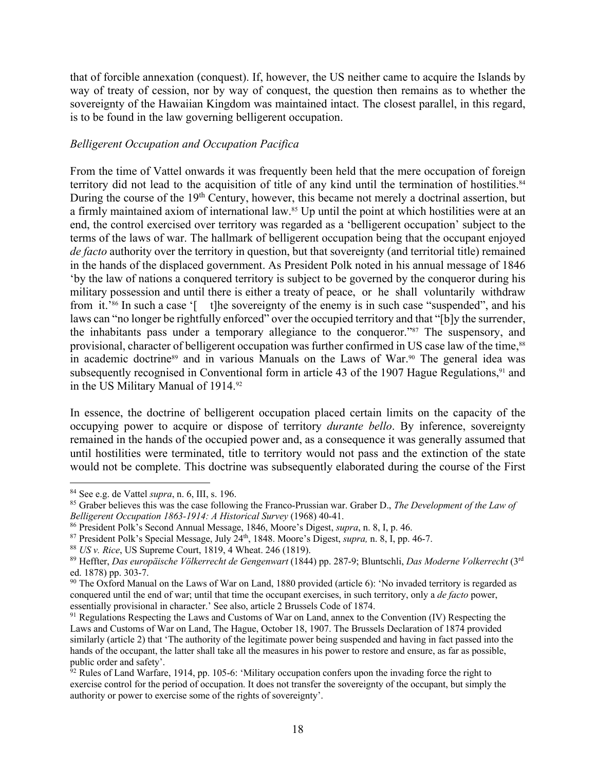that of forcible annexation (conquest). If, however, the US neither came to acquire the Islands by way of treaty of cession, nor by way of conquest, the question then remains as to whether the sovereignty of the Hawaiian Kingdom was maintained intact. The closest parallel, in this regard, is to be found in the law governing belligerent occupation.

*Belligerent Occupation and Occupation Pacifica*

From the time of Vattel onwards it was frequently been held that the mere occupation of foreign territory did not lead to the acquisition of title of any kind until the termination of hostilities.[84] During the course of the 19th Century, however, this became not merely a doctrinal assertion, but a firmly maintained axiom of international law.[85] Up until the point at which hostilities were at an end, the control exercised over territory was regarded as a 'belligerent occupation' subject to the terms of the laws of war. The hallmark of belligerent occupation being that the occupant enjoyed *de facto* authority over the territory in question, but that sovereignty (and territorial title) remained in the hands of the displaced government. As President Polk noted in his annual message of 1846 'by the law of nations a conquered territory is subject to be governed by the conqueror during his military possession and until there is either a treaty of peace, or he shall voluntarily withdraw from it.'[86] In such a case '[ t]he sovereignty of the enemy is in such case "suspended", and his laws can "no longer be rightfully enforced" over the occupied territory and that "[b]y the surrender, the inhabitants pass under a temporary allegiance to the conqueror."'[87] The suspensory, and provisional, character of belligerent occupation was further confirmed in US case law of the time,[88] in academic doctrine[89] and in various Manuals on the Laws of War.[90] The general idea was subsequently recognised in Conventional form in article 43 of the 1907 Hague Regulations,[91] and in the US Military Manual of 1914.[92]

In essence, the doctrine of belligerent occupation placed certain limits on the capacity of the occupying power to acquire or dispose of territory *durante bello*. By inference, sovereignty remained in the hands of the occupied power and, as a consequence it was generally assumed that until hostilities were terminated, title to territory would not pass and the extinction of the state would not be complete. This doctrine was subsequently elaborated during the course of the First

---

[84] See e.g. de Vattel *supra*, n. 6, III, s. 196.

[85] Graber believes this was the case following the Franco-Prussian war. Graber D., *The Development of the Law of Belligerent Occupation 1863-1914: A Historical Survey* (1968) 40-41.

[86] President Polk's Second Annual Message, 1846, Moore's Digest, *supra*, n. 8, I, p. 46.

[87] President Polk's Special Message, July 24th, 1848. Moore's Digest, *supra,* n. 8, I, pp. 46-7.

[88] *US v. Rice*, US Supreme Court, 1819, 4 Wheat. 246 (1819).

[89] Heffter, *Das europäische Völkerrecht de Gengenwart* (1844) pp. 287-9; Bluntschli, *Das Moderne Volkerrecht* (3rd ed. 1878) pp. 303-7.

[90] The Oxford Manual on the Laws of War on Land, 1880 provided (article 6): 'No invaded territory is regarded as conquered until the end of war; until that time the occupant exercises, in such territory, only a *de facto* power, essentially provisional in character.' See also, article 2 Brussels Code of 1874.

[91] Regulations Respecting the Laws and Customs of War on Land, annex to the Convention (IV) Respecting the Laws and Customs of War on Land, The Hague, October 18, 1907. The Brussels Declaration of 1874 provided similarly (article 2) that 'The authority of the legitimate power being suspended and having in fact passed into the hands of the occupant, the latter shall take all the measures in his power to restore and ensure, as far as possible, public order and safety'.

[92] Rules of Land Warfare, 1914, pp. 105-6: 'Military occupation confers upon the invading force the right to exercise control for the period of occupation. It does not transfer the sovereignty of the occupant, but simply the authority or power to exercise some of the rights of sovereignty'.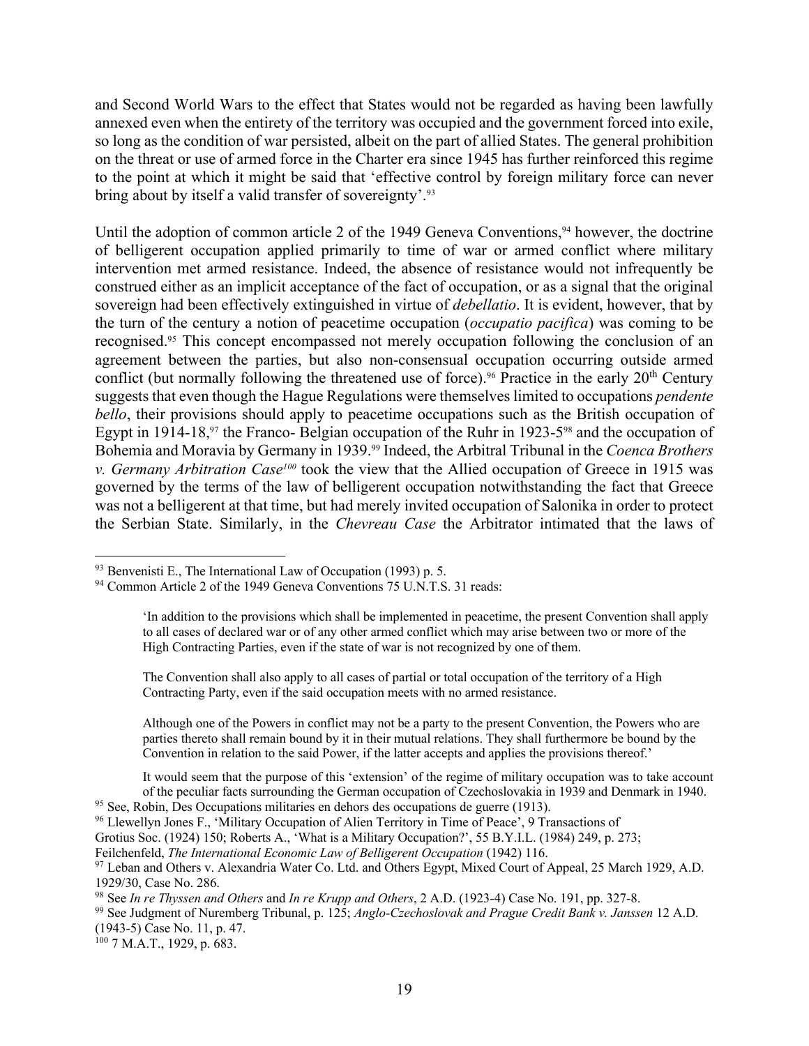and Second World Wars to the effect that States would not be regarded as having been lawfully annexed even when the entirety of the territory was occupied and the government forced into exile, so long as the condition of war persisted, albeit on the part of allied States. The general prohibition on the threat or use of armed force in the Charter era since 1945 has further reinforced this regime to the point at which it might be said that 'effective control by foreign military force can never bring about by itself a valid transfer of sovereignty'.[93]

Until the adoption of common article 2 of the 1949 Geneva Conventions,[94] however, the doctrine of belligerent occupation applied primarily to time of war or armed conflict where military intervention met armed resistance. Indeed, the absence of resistance would not infrequently be construed either as an implicit acceptance of the fact of occupation, or as a signal that the original sovereign had been effectively extinguished in virtue of *debellatio*. It is evident, however, that by the turn of the century a notion of peacetime occupation (*occupatio pacifica*) was coming to be recognised.[95] This concept encompassed not merely occupation following the conclusion of an agreement between the parties, but also non-consensual occupation occurring outside armed conflict (but normally following the threatened use of force).[96] Practice in the early 20th Century suggests that even though the Hague Regulations were themselves limited to occupations *pendente bello*, their provisions should apply to peacetime occupations such as the British occupation of Egypt in 1914-18,[97] the Franco- Belgian occupation of the Ruhr in 1923-5[98] and the occupation of Bohemia and Moravia by Germany in 1939.[99] Indeed, the Arbitral Tribunal in the *Coenca Brothers v. Germany Arbitration Case*[100] took the view that the Allied occupation of Greece in 1915 was governed by the terms of the law of belligerent occupation notwithstanding the fact that Greece was not a belligerent at that time, but had merely invited occupation of Salonika in order to protect the Serbian State. Similarly, in the *Chevreau Case* the Arbitrator intimated that the laws of

---

[93] Benvenisti E., The International Law of Occupation (1993) p. 5.

[94] Common Article 2 of the 1949 Geneva Conventions 75 U.N.T.S. 31 reads:

> 'In addition to the provisions which shall be implemented in peacetime, the present Convention shall apply to all cases of declared war or of any other armed conflict which may arise between two or more of the High Contracting Parties, even if the state of war is not recognized by one of them.
>
> The Convention shall also apply to all cases of partial or total occupation of the territory of a High Contracting Party, even if the said occupation meets with no armed resistance.
>
> Although one of the Powers in conflict may not be a party to the present Convention, the Powers who are parties thereto shall remain bound by it in their mutual relations. They shall furthermore be bound by the Convention in relation to the said Power, if the latter accepts and applies the provisions thereof.'
>
> It would seem that the purpose of this 'extension' of the regime of military occupation was to take account of the peculiar facts surrounding the German occupation of Czechoslovakia in 1939 and Denmark in 1940.

[95] See, Robin, Des Occupations militaries en dehors des occupations de guerre (1913).

[96] Llewellyn Jones F., 'Military Occupation of Alien Territory in Time of Peace', 9 Transactions of Grotius Soc. (1924) 150; Roberts A., 'What is a Military Occupation?', 55 B.Y.I.L. (1984) 249, p. 273; Feilchenfeld, *The International Economic Law of Belligerent Occupation* (1942) 116.

[97] Leban and Others v. Alexandria Water Co. Ltd. and Others Egypt, Mixed Court of Appeal, 25 March 1929, A.D. 1929/30, Case No. 286.

[98] See *In re Thyssen and Others* and *In re Krupp and Others*, 2 A.D. (1923-4) Case No. 191, pp. 327-8.

[99] See Judgment of Nuremberg Tribunal, p. 125; *Anglo-Czechoslovak and Prague Credit Bank v. Janssen* 12 A.D. (1943-5) Case No. 11, p. 47.

[100] 7 M.A.T., 1929, p. 683.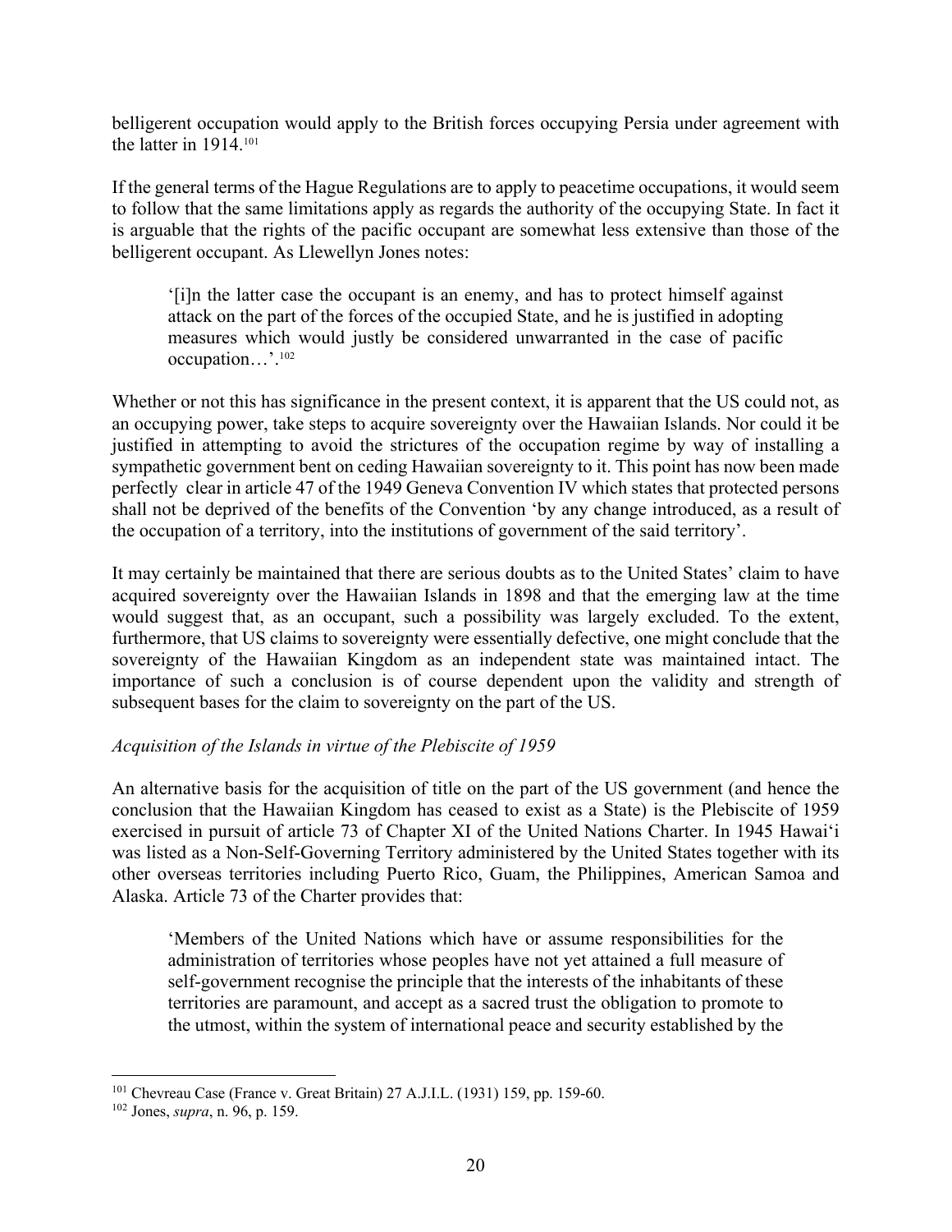belligerent occupation would apply to the British forces occupying Persia under agreement with the latter in 1914.[101]

If the general terms of the Hague Regulations are to apply to peacetime occupations, it would seem to follow that the same limitations apply as regards the authority of the occupying State. In fact it is arguable that the rights of the pacific occupant are somewhat less extensive than those of the belligerent occupant. As Llewellyn Jones notes:

> '[i]n the latter case the occupant is an enemy, and has to protect himself against attack on the part of the forces of the occupied State, and he is justified in adopting measures which would justly be considered unwarranted in the case of pacific occupation…'.[102]

Whether or not this has significance in the present context, it is apparent that the US could not, as an occupying power, take steps to acquire sovereignty over the Hawaiian Islands. Nor could it be justified in attempting to avoid the strictures of the occupation regime by way of installing a sympathetic government bent on ceding Hawaiian sovereignty to it. This point has now been made perfectly clear in article 47 of the 1949 Geneva Convention IV which states that protected persons shall not be deprived of the benefits of the Convention 'by any change introduced, as a result of the occupation of a territory, into the institutions of government of the said territory'.

It may certainly be maintained that there are serious doubts as to the United States' claim to have acquired sovereignty over the Hawaiian Islands in 1898 and that the emerging law at the time would suggest that, as an occupant, such a possibility was largely excluded. To the extent, furthermore, that US claims to sovereignty were essentially defective, one might conclude that the sovereignty of the Hawaiian Kingdom as an independent state was maintained intact. The importance of such a conclusion is of course dependent upon the validity and strength of subsequent bases for the claim to sovereignty on the part of the US.

*Acquisition of the Islands in virtue of the Plebiscite of 1959*

An alternative basis for the acquisition of title on the part of the US government (and hence the conclusion that the Hawaiian Kingdom has ceased to exist as a State) is the Plebiscite of 1959 exercised in pursuit of article 73 of Chapter XI of the United Nations Charter. In 1945 Hawai'i was listed as a Non-Self-Governing Territory administered by the United States together with its other overseas territories including Puerto Rico, Guam, the Philippines, American Samoa and Alaska. Article 73 of the Charter provides that:

> 'Members of the United Nations which have or assume responsibilities for the administration of territories whose peoples have not yet attained a full measure of self-government recognise the principle that the interests of the inhabitants of these territories are paramount, and accept as a sacred trust the obligation to promote to the utmost, within the system of international peace and security established by the

---

[101] Chevreau Case (France v. Great Britain) 27 A.J.I.L. (1931) 159, pp. 159-60.

[102] Jones, *supra*, n. 96, p. 159.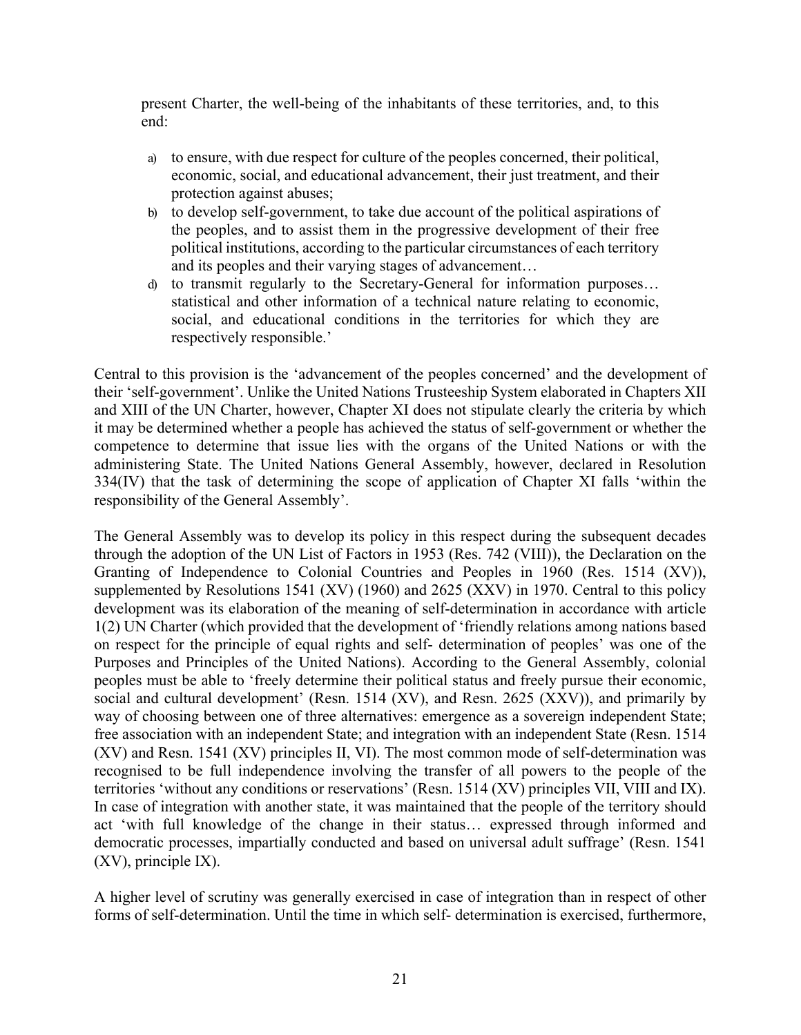> present Charter, the well-being of the inhabitants of these territories, and, to this end:
>
> a) to ensure, with due respect for culture of the peoples concerned, their political, economic, social, and educational advancement, their just treatment, and their protection against abuses;
>
> b) to develop self-government, to take due account of the political aspirations of the peoples, and to assist them in the progressive development of their free political institutions, according to the particular circumstances of each territory and its peoples and their varying stages of advancement…
>
> d) to transmit regularly to the Secretary-General for information purposes… statistical and other information of a technical nature relating to economic, social, and educational conditions in the territories for which they are respectively responsible.'

Central to this provision is the 'advancement of the peoples concerned' and the development of their 'self-government'. Unlike the United Nations Trusteeship System elaborated in Chapters XII and XIII of the UN Charter, however, Chapter XI does not stipulate clearly the criteria by which it may be determined whether a people has achieved the status of self-government or whether the competence to determine that issue lies with the organs of the United Nations or with the administering State. The United Nations General Assembly, however, declared in Resolution 334(IV) that the task of determining the scope of application of Chapter XI falls 'within the responsibility of the General Assembly'.

The General Assembly was to develop its policy in this respect during the subsequent decades through the adoption of the UN List of Factors in 1953 (Res. 742 (VIII)), the Declaration on the Granting of Independence to Colonial Countries and Peoples in 1960 (Res. 1514 (XV)), supplemented by Resolutions 1541 (XV) (1960) and 2625 (XXV) in 1970. Central to this policy development was its elaboration of the meaning of self-determination in accordance with article 1(2) UN Charter (which provided that the development of 'friendly relations among nations based on respect for the principle of equal rights and self- determination of peoples' was one of the Purposes and Principles of the United Nations). According to the General Assembly, colonial peoples must be able to 'freely determine their political status and freely pursue their economic, social and cultural development' (Resn. 1514 (XV), and Resn. 2625 (XXV)), and primarily by way of choosing between one of three alternatives: emergence as a sovereign independent State; free association with an independent State; and integration with an independent State (Resn. 1514 (XV) and Resn. 1541 (XV) principles II, VI). The most common mode of self-determination was recognised to be full independence involving the transfer of all powers to the people of the territories 'without any conditions or reservations' (Resn. 1514 (XV) principles VII, VIII and IX). In case of integration with another state, it was maintained that the people of the territory should act 'with full knowledge of the change in their status… expressed through informed and democratic processes, impartially conducted and based on universal adult suffrage' (Resn. 1541 (XV), principle IX).

A higher level of scrutiny was generally exercised in case of integration than in respect of other forms of self-determination. Until the time in which self- determination is exercised, furthermore,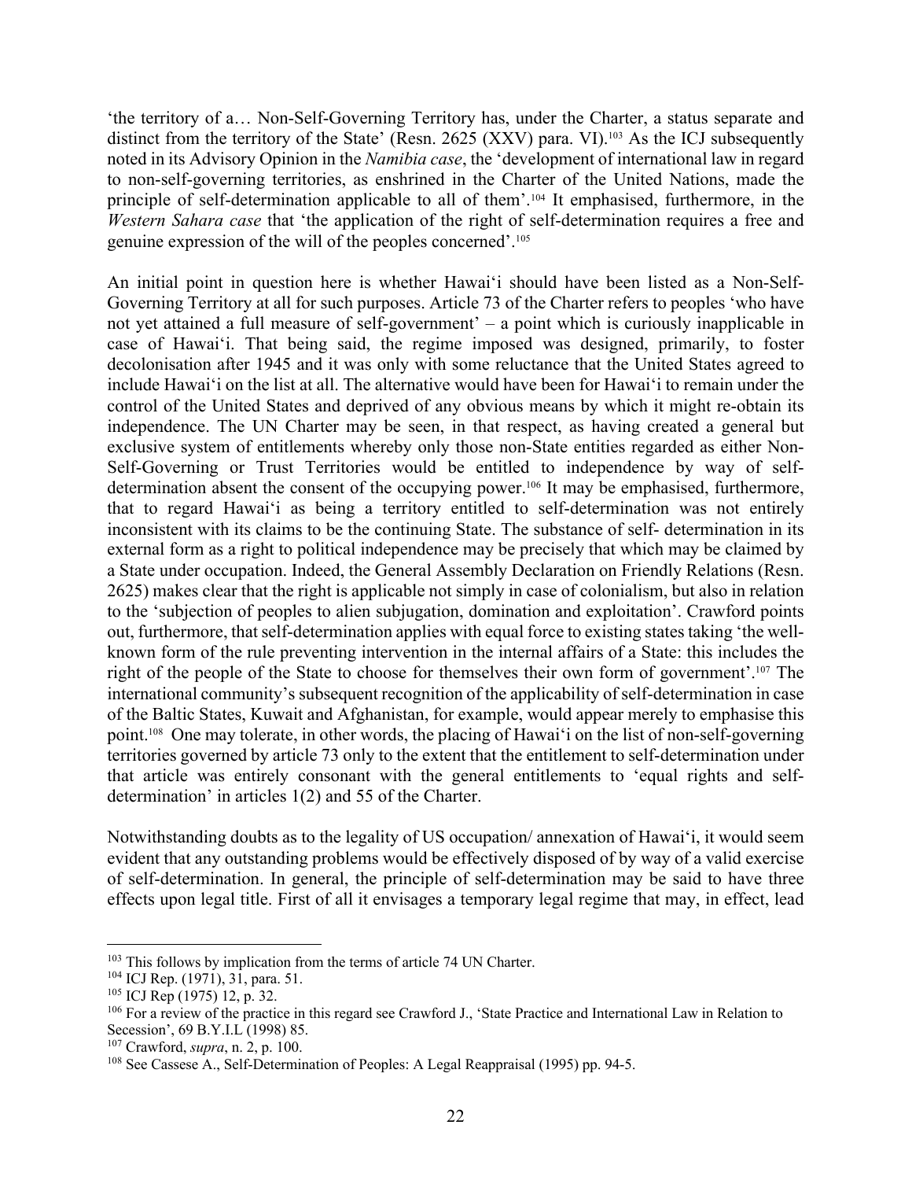'the territory of a… Non-Self-Governing Territory has, under the Charter, a status separate and distinct from the territory of the State' (Resn. 2625 (XXV) para. VI).[103] As the ICJ subsequently noted in its Advisory Opinion in the *Namibia case*, the 'development of international law in regard to non-self-governing territories, as enshrined in the Charter of the United Nations, made the principle of self-determination applicable to all of them'.[104] It emphasised, furthermore, in the *Western Sahara case* that 'the application of the right of self-determination requires a free and genuine expression of the will of the peoples concerned'.[105]

An initial point in question here is whether Hawai'i should have been listed as a Non-Self-Governing Territory at all for such purposes. Article 73 of the Charter refers to peoples 'who have not yet attained a full measure of self-government' – a point which is curiously inapplicable in case of Hawai'i. That being said, the regime imposed was designed, primarily, to foster decolonisation after 1945 and it was only with some reluctance that the United States agreed to include Hawai'i on the list at all. The alternative would have been for Hawai'i to remain under the control of the United States and deprived of any obvious means by which it might re-obtain its independence. The UN Charter may be seen, in that respect, as having created a general but exclusive system of entitlements whereby only those non-State entities regarded as either Non-Self-Governing or Trust Territories would be entitled to independence by way of self-determination absent the consent of the occupying power.[106] It may be emphasised, furthermore, that to regard Hawai'i as being a territory entitled to self-determination was not entirely inconsistent with its claims to be the continuing State. The substance of self- determination in its external form as a right to political independence may be precisely that which may be claimed by a State under occupation. Indeed, the General Assembly Declaration on Friendly Relations (Resn. 2625) makes clear that the right is applicable not simply in case of colonialism, but also in relation to the 'subjection of peoples to alien subjugation, domination and exploitation'. Crawford points out, furthermore, that self-determination applies with equal force to existing states taking 'the well-known form of the rule preventing intervention in the internal affairs of a State: this includes the right of the people of the State to choose for themselves their own form of government'.[107] The international community's subsequent recognition of the applicability of self-determination in case of the Baltic States, Kuwait and Afghanistan, for example, would appear merely to emphasise this point.[108] One may tolerate, in other words, the placing of Hawai'i on the list of non-self-governing territories governed by article 73 only to the extent that the entitlement to self-determination under that article was entirely consonant with the general entitlements to 'equal rights and self-determination' in articles 1(2) and 55 of the Charter.

Notwithstanding doubts as to the legality of US occupation/ annexation of Hawai'i, it would seem evident that any outstanding problems would be effectively disposed of by way of a valid exercise of self-determination. In general, the principle of self-determination may be said to have three effects upon legal title. First of all it envisages a temporary legal regime that may, in effect, lead

---

[103] This follows by implication from the terms of article 74 UN Charter.

[104] ICJ Rep. (1971), 31, para. 51.

[105] ICJ Rep (1975) 12, p. 32.

[106] For a review of the practice in this regard see Crawford J., 'State Practice and International Law in Relation to Secession', 69 B.Y.I.L (1998) 85.

[107] Crawford, *supra*, n. 2, p. 100.

[108] See Cassese A., Self-Determination of Peoples: A Legal Reappraisal (1995) pp. 94-5.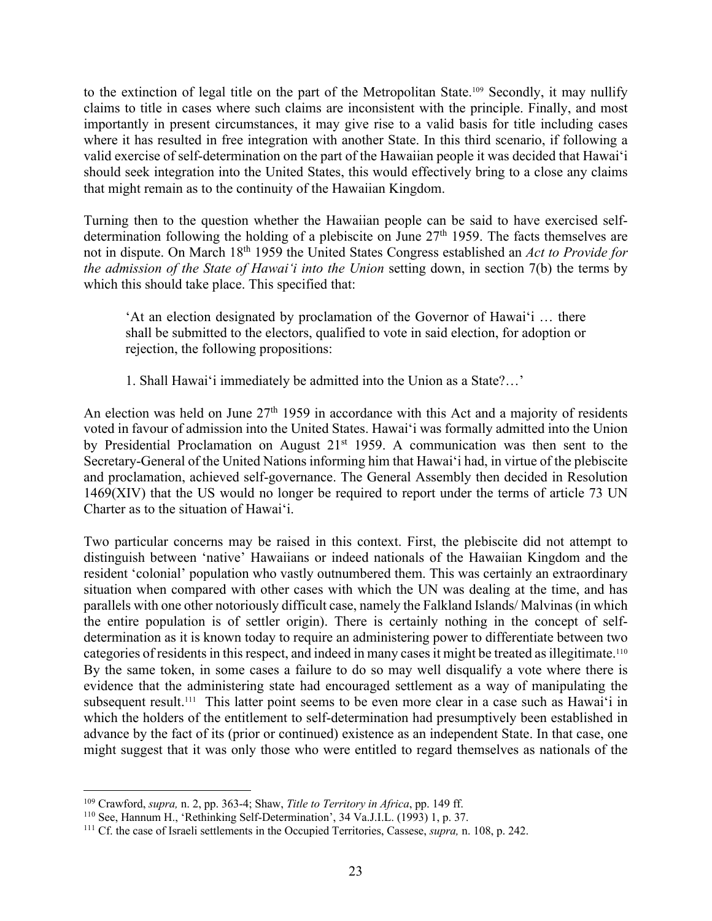to the extinction of legal title on the part of the Metropolitan State.[109] Secondly, it may nullify claims to title in cases where such claims are inconsistent with the principle. Finally, and most importantly in present circumstances, it may give rise to a valid basis for title including cases where it has resulted in free integration with another State. In this third scenario, if following a valid exercise of self-determination on the part of the Hawaiian people it was decided that Hawai'i should seek integration into the United States, this would effectively bring to a close any claims that might remain as to the continuity of the Hawaiian Kingdom.

Turning then to the question whether the Hawaiian people can be said to have exercised self-determination following the holding of a plebiscite on June 27th 1959. The facts themselves are not in dispute. On March 18th 1959 the United States Congress established an *Act to Provide for the admission of the State of Hawai'i into the Union* setting down, in section 7(b) the terms by which this should take place. This specified that:

> 'At an election designated by proclamation of the Governor of Hawai'i … there shall be submitted to the electors, qualified to vote in said election, for adoption or rejection, the following propositions:
>
> 1. Shall Hawai'i immediately be admitted into the Union as a State?…'

An election was held on June 27th 1959 in accordance with this Act and a majority of residents voted in favour of admission into the United States. Hawai'i was formally admitted into the Union by Presidential Proclamation on August 21st 1959. A communication was then sent to the Secretary-General of the United Nations informing him that Hawai'i had, in virtue of the plebiscite and proclamation, achieved self-governance. The General Assembly then decided in Resolution 1469(XIV) that the US would no longer be required to report under the terms of article 73 UN Charter as to the situation of Hawai'i.

Two particular concerns may be raised in this context. First, the plebiscite did not attempt to distinguish between 'native' Hawaiians or indeed nationals of the Hawaiian Kingdom and the resident 'colonial' population who vastly outnumbered them. This was certainly an extraordinary situation when compared with other cases with which the UN was dealing at the time, and has parallels with one other notoriously difficult case, namely the Falkland Islands/ Malvinas (in which the entire population is of settler origin). There is certainly nothing in the concept of self-determination as it is known today to require an administering power to differentiate between two categories of residents in this respect, and indeed in many cases it might be treated as illegitimate.[110] By the same token, in some cases a failure to do so may well disqualify a vote where there is evidence that the administering state had encouraged settlement as a way of manipulating the subsequent result.[111] This latter point seems to be even more clear in a case such as Hawai'i in which the holders of the entitlement to self-determination had presumptively been established in advance by the fact of its (prior or continued) existence as an independent State. In that case, one might suggest that it was only those who were entitled to regard themselves as nationals of the

---

[109] Crawford, *supra,* n. 2, pp. 363-4; Shaw, *Title to Territory in Africa*, pp. 149 ff.

[110] See, Hannum H., 'Rethinking Self-Determination', 34 Va.J.I.L. (1993) 1, p. 37.

[111] Cf. the case of Israeli settlements in the Occupied Territories, Cassese, *supra,* n. 108, p. 242.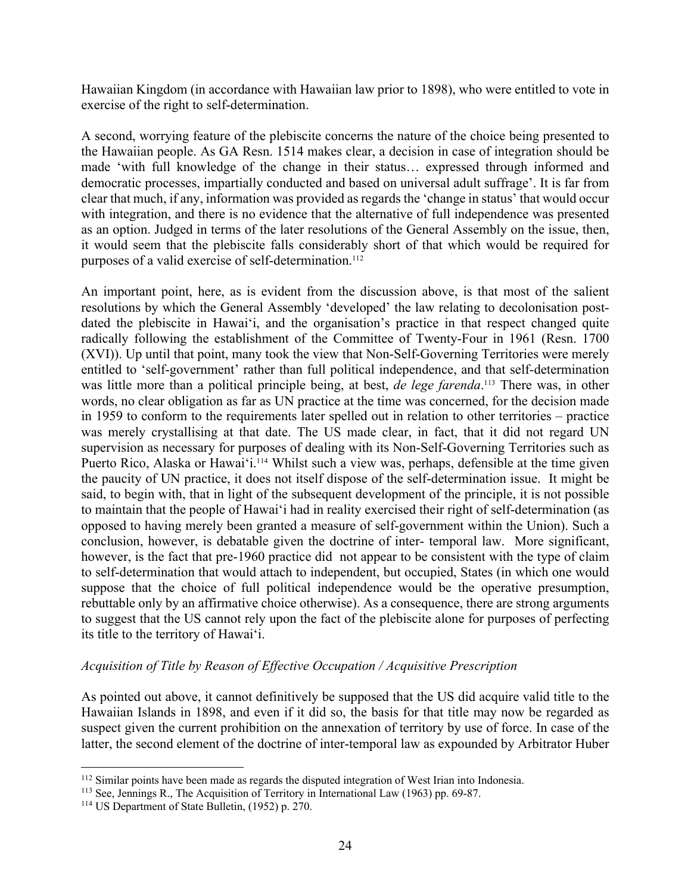Hawaiian Kingdom (in accordance with Hawaiian law prior to 1898), who were entitled to vote in exercise of the right to self-determination.

A second, worrying feature of the plebiscite concerns the nature of the choice being presented to the Hawaiian people. As GA Resn. 1514 makes clear, a decision in case of integration should be made 'with full knowledge of the change in their status… expressed through informed and democratic processes, impartially conducted and based on universal adult suffrage'. It is far from clear that much, if any, information was provided as regards the 'change in status' that would occur with integration, and there is no evidence that the alternative of full independence was presented as an option. Judged in terms of the later resolutions of the General Assembly on the issue, then, it would seem that the plebiscite falls considerably short of that which would be required for purposes of a valid exercise of self-determination.[112]

An important point, here, as is evident from the discussion above, is that most of the salient resolutions by which the General Assembly 'developed' the law relating to decolonisation post-dated the plebiscite in Hawai'i, and the organisation's practice in that respect changed quite radically following the establishment of the Committee of Twenty-Four in 1961 (Resn. 1700 (XVI)). Up until that point, many took the view that Non-Self-Governing Territories were merely entitled to 'self-government' rather than full political independence, and that self-determination was little more than a political principle being, at best, *de lege farenda*.[113] There was, in other words, no clear obligation as far as UN practice at the time was concerned, for the decision made in 1959 to conform to the requirements later spelled out in relation to other territories – practice was merely crystallising at that date. The US made clear, in fact, that it did not regard UN supervision as necessary for purposes of dealing with its Non-Self-Governing Territories such as Puerto Rico, Alaska or Hawai'i.[114] Whilst such a view was, perhaps, defensible at the time given the paucity of UN practice, it does not itself dispose of the self-determination issue. It might be said, to begin with, that in light of the subsequent development of the principle, it is not possible to maintain that the people of Hawai'i had in reality exercised their right of self-determination (as opposed to having merely been granted a measure of self-government within the Union). Such a conclusion, however, is debatable given the doctrine of inter- temporal law. More significant, however, is the fact that pre-1960 practice did not appear to be consistent with the type of claim to self-determination that would attach to independent, but occupied, States (in which one would suppose that the choice of full political independence would be the operative presumption, rebuttable only by an affirmative choice otherwise). As a consequence, there are strong arguments to suggest that the US cannot rely upon the fact of the plebiscite alone for purposes of perfecting its title to the territory of Hawai'i.

*Acquisition of Title by Reason of Effective Occupation / Acquisitive Prescription*

As pointed out above, it cannot definitively be supposed that the US did acquire valid title to the Hawaiian Islands in 1898, and even if it did so, the basis for that title may now be regarded as suspect given the current prohibition on the annexation of territory by use of force. In case of the latter, the second element of the doctrine of inter-temporal law as expounded by Arbitrator Huber

[112] Similar points have been made as regards the disputed integration of West Irian into Indonesia.
[113] See, Jennings R., The Acquisition of Territory in International Law (1963) pp. 69-87.
[114] US Department of State Bulletin, (1952) p. 270.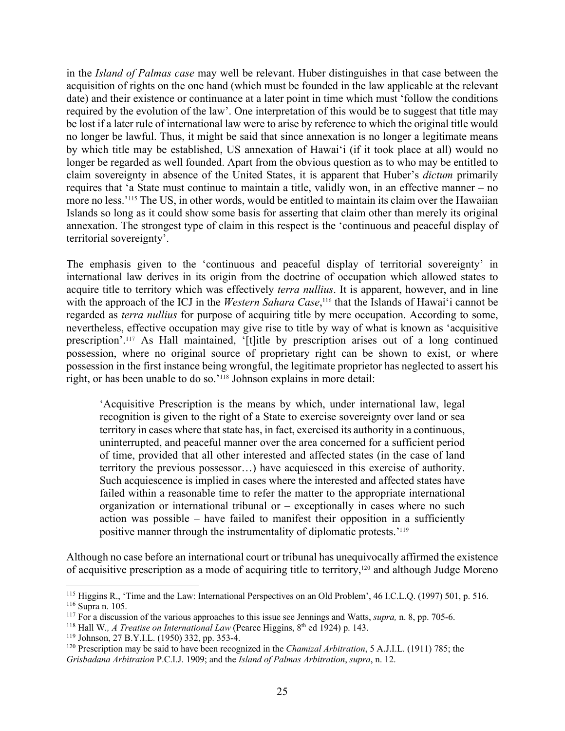in the *Island of Palmas case* may well be relevant. Huber distinguishes in that case between the acquisition of rights on the one hand (which must be founded in the law applicable at the relevant date) and their existence or continuance at a later point in time which must 'follow the conditions required by the evolution of the law'. One interpretation of this would be to suggest that title may be lost if a later rule of international law were to arise by reference to which the original title would no longer be lawful. Thus, it might be said that since annexation is no longer a legitimate means by which title may be established, US annexation of Hawai'i (if it took place at all) would no longer be regarded as well founded. Apart from the obvious question as to who may be entitled to claim sovereignty in absence of the United States, it is apparent that Huber's *dictum* primarily requires that 'a State must continue to maintain a title, validly won, in an effective manner – no more no less.'[115] The US, in other words, would be entitled to maintain its claim over the Hawaiian Islands so long as it could show some basis for asserting that claim other than merely its original annexation. The strongest type of claim in this respect is the 'continuous and peaceful display of territorial sovereignty'.

The emphasis given to the 'continuous and peaceful display of territorial sovereignty' in international law derives in its origin from the doctrine of occupation which allowed states to acquire title to territory which was effectively *terra nullius*. It is apparent, however, and in line with the approach of the ICJ in the *Western Sahara Case*,[116] that the Islands of Hawai'i cannot be regarded as *terra nullius* for purpose of acquiring title by mere occupation. According to some, nevertheless, effective occupation may give rise to title by way of what is known as 'acquisitive prescription'.[117] As Hall maintained, '[t]itle by prescription arises out of a long continued possession, where no original source of proprietary right can be shown to exist, or where possession in the first instance being wrongful, the legitimate proprietor has neglected to assert his right, or has been unable to do so.'[118] Johnson explains in more detail:

> 'Acquisitive Prescription is the means by which, under international law, legal recognition is given to the right of a State to exercise sovereignty over land or sea territory in cases where that state has, in fact, exercised its authority in a continuous, uninterrupted, and peaceful manner over the area concerned for a sufficient period of time, provided that all other interested and affected states (in the case of land territory the previous possessor…) have acquiesced in this exercise of authority. Such acquiescence is implied in cases where the interested and affected states have failed within a reasonable time to refer the matter to the appropriate international organization or international tribunal or – exceptionally in cases where no such action was possible – have failed to manifest their opposition in a sufficiently positive manner through the instrumentality of diplomatic protests.'[119]

Although no case before an international court or tribunal has unequivocally affirmed the existence of acquisitive prescription as a mode of acquiring title to territory,[120] and although Judge Moreno

---

[115] Higgins R., 'Time and the Law: International Perspectives on an Old Problem', 46 I.C.L.Q. (1997) 501, p. 516.

[116] Supra n. 105.

[117] For a discussion of the various approaches to this issue see Jennings and Watts, *supra,* n. 8, pp. 705-6.

[118] Hall W*., A Treatise on International Law* (Pearce Higgins, 8th ed 1924) p. 143.

[119] Johnson, 27 B.Y.I.L. (1950) 332, pp. 353-4.

[120] Prescription may be said to have been recognized in the *Chamizal Arbitration*, 5 A.J.I.L. (1911) 785; the *Grisbadana Arbitration* P.C.I.J. 1909; and the *Island of Palmas Arbitration*, *supra*, n. 12.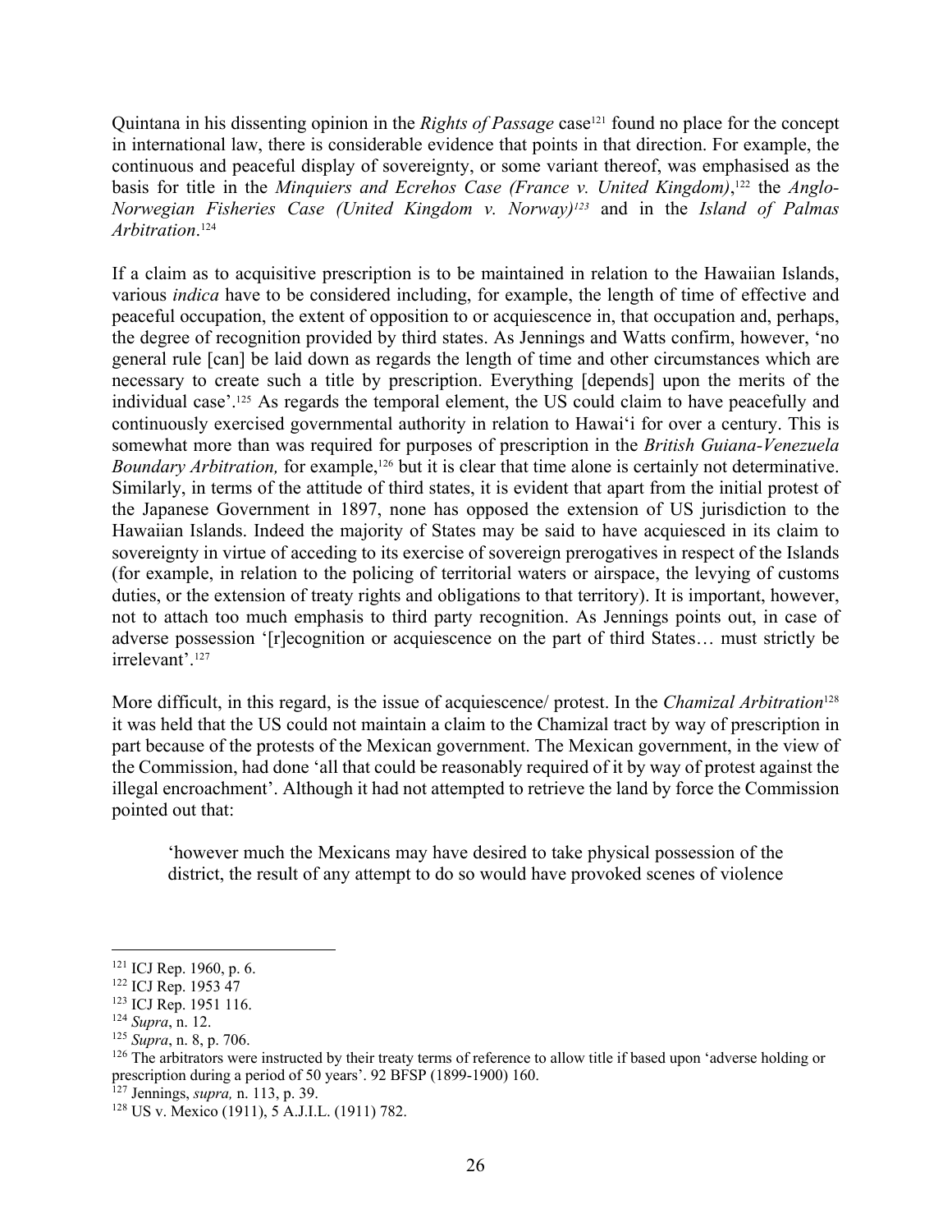Quintana in his dissenting opinion in the *Rights of Passage* case[121] found no place for the concept in international law, there is considerable evidence that points in that direction. For example, the continuous and peaceful display of sovereignty, or some variant thereof, was emphasised as the basis for title in the *Minquiers and Ecrehos Case (France v. United Kingdom)*,[122] the *Anglo-Norwegian Fisheries Case (United Kingdom v. Norway)*[123] and in the *Island of Palmas Arbitration*.[124]

If a claim as to acquisitive prescription is to be maintained in relation to the Hawaiian Islands, various *indica* have to be considered including, for example, the length of time of effective and peaceful occupation, the extent of opposition to or acquiescence in, that occupation and, perhaps, the degree of recognition provided by third states. As Jennings and Watts confirm, however, 'no general rule [can] be laid down as regards the length of time and other circumstances which are necessary to create such a title by prescription. Everything [depends] upon the merits of the individual case'.[125] As regards the temporal element, the US could claim to have peacefully and continuously exercised governmental authority in relation to Hawai'i for over a century. This is somewhat more than was required for purposes of prescription in the *British Guiana-Venezuela Boundary Arbitration,* for example,[126] but it is clear that time alone is certainly not determinative. Similarly, in terms of the attitude of third states, it is evident that apart from the initial protest of the Japanese Government in 1897, none has opposed the extension of US jurisdiction to the Hawaiian Islands. Indeed the majority of States may be said to have acquiesced in its claim to sovereignty in virtue of acceding to its exercise of sovereign prerogatives in respect of the Islands (for example, in relation to the policing of territorial waters or airspace, the levying of customs duties, or the extension of treaty rights and obligations to that territory). It is important, however, not to attach too much emphasis to third party recognition. As Jennings points out, in case of adverse possession '[r]ecognition or acquiescence on the part of third States… must strictly be irrelevant'.[127]

More difficult, in this regard, is the issue of acquiescence/ protest. In the *Chamizal Arbitration*[128] it was held that the US could not maintain a claim to the Chamizal tract by way of prescription in part because of the protests of the Mexican government. The Mexican government, in the view of the Commission, had done 'all that could be reasonably required of it by way of protest against the illegal encroachment'. Although it had not attempted to retrieve the land by force the Commission pointed out that:

> 'however much the Mexicans may have desired to take physical possession of the district, the result of any attempt to do so would have provoked scenes of violence

---

[121] ICJ Rep. 1960, p. 6.

[122] ICJ Rep. 1953 47

[123] ICJ Rep. 1951 116.

[124] *Supra*, n. 12.

[125] *Supra*, n. 8, p. 706.

[126] The arbitrators were instructed by their treaty terms of reference to allow title if based upon 'adverse holding or prescription during a period of 50 years'. 92 BFSP (1899-1900) 160.

[127] Jennings, *supra,* n. 113, p. 39.

[128] US v. Mexico (1911), 5 A.J.I.L. (1911) 782.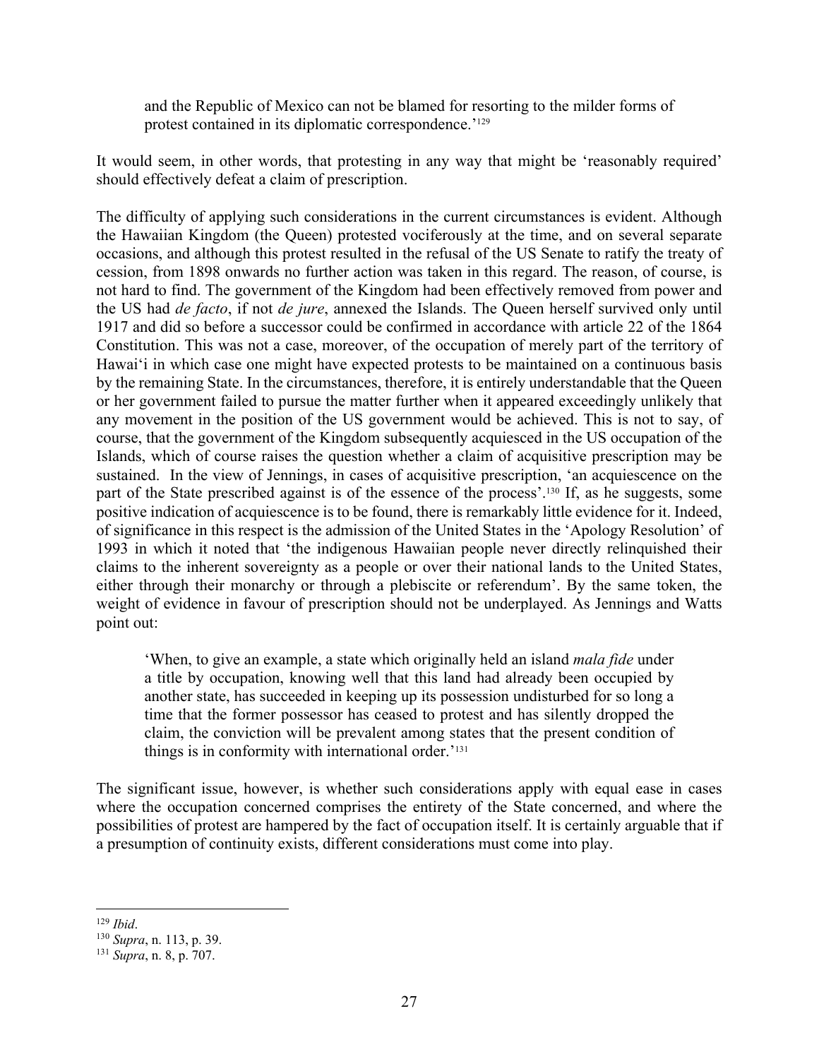> and the Republic of Mexico can not be blamed for resorting to the milder forms of protest contained in its diplomatic correspondence.'[129]

It would seem, in other words, that protesting in any way that might be 'reasonably required' should effectively defeat a claim of prescription.

The difficulty of applying such considerations in the current circumstances is evident. Although the Hawaiian Kingdom (the Queen) protested vociferously at the time, and on several separate occasions, and although this protest resulted in the refusal of the US Senate to ratify the treaty of cession, from 1898 onwards no further action was taken in this regard. The reason, of course, is not hard to find. The government of the Kingdom had been effectively removed from power and the US had *de facto*, if not *de jure*, annexed the Islands. The Queen herself survived only until 1917 and did so before a successor could be confirmed in accordance with article 22 of the 1864 Constitution. This was not a case, moreover, of the occupation of merely part of the territory of Hawai'i in which case one might have expected protests to be maintained on a continuous basis by the remaining State. In the circumstances, therefore, it is entirely understandable that the Queen or her government failed to pursue the matter further when it appeared exceedingly unlikely that any movement in the position of the US government would be achieved. This is not to say, of course, that the government of the Kingdom subsequently acquiesced in the US occupation of the Islands, which of course raises the question whether a claim of acquisitive prescription may be sustained. In the view of Jennings, in cases of acquisitive prescription, 'an acquiescence on the part of the State prescribed against is of the essence of the process'.[130] If, as he suggests, some positive indication of acquiescence is to be found, there is remarkably little evidence for it. Indeed, of significance in this respect is the admission of the United States in the 'Apology Resolution' of 1993 in which it noted that 'the indigenous Hawaiian people never directly relinquished their claims to the inherent sovereignty as a people or over their national lands to the United States, either through their monarchy or through a plebiscite or referendum'. By the same token, the weight of evidence in favour of prescription should not be underplayed. As Jennings and Watts point out:

> 'When, to give an example, a state which originally held an island *mala fide* under a title by occupation, knowing well that this land had already been occupied by another state, has succeeded in keeping up its possession undisturbed for so long a time that the former possessor has ceased to protest and has silently dropped the claim, the conviction will be prevalent among states that the present condition of things is in conformity with international order.'[131]

The significant issue, however, is whether such considerations apply with equal ease in cases where the occupation concerned comprises the entirety of the State concerned, and where the possibilities of protest are hampered by the fact of occupation itself. It is certainly arguable that if a presumption of continuity exists, different considerations must come into play.

---

[129] *Ibid*.

[130] *Supra*, n. 113, p. 39.

[131] *Supra*, n. 8, p. 707.